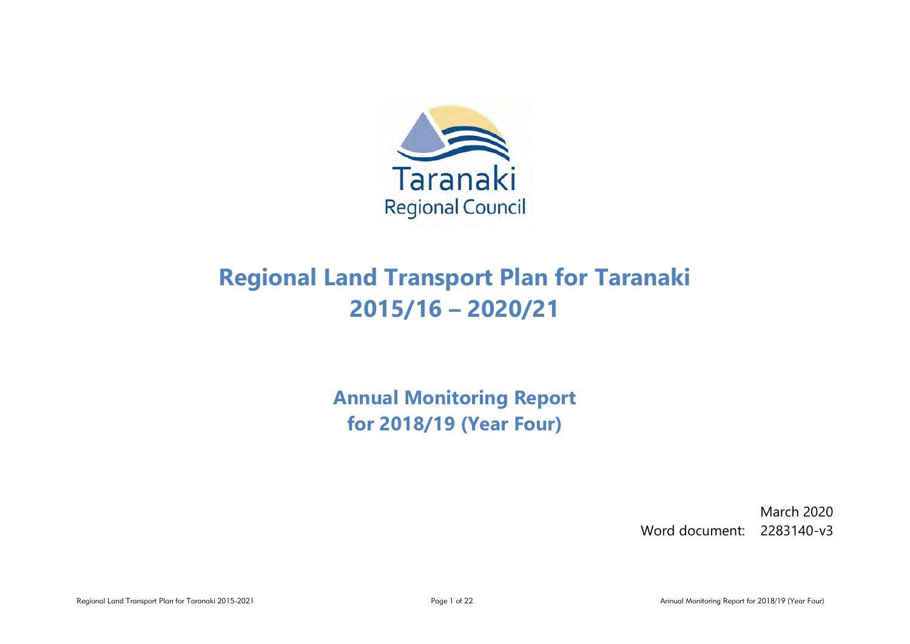Taranaki Regional Council

# Regional Land Transport Plan for Taranaki 2015/16 – 2020/21

## Annual Monitoring Report for 2018/19 (Year Four)

March 2020

Word document: 2283140-v3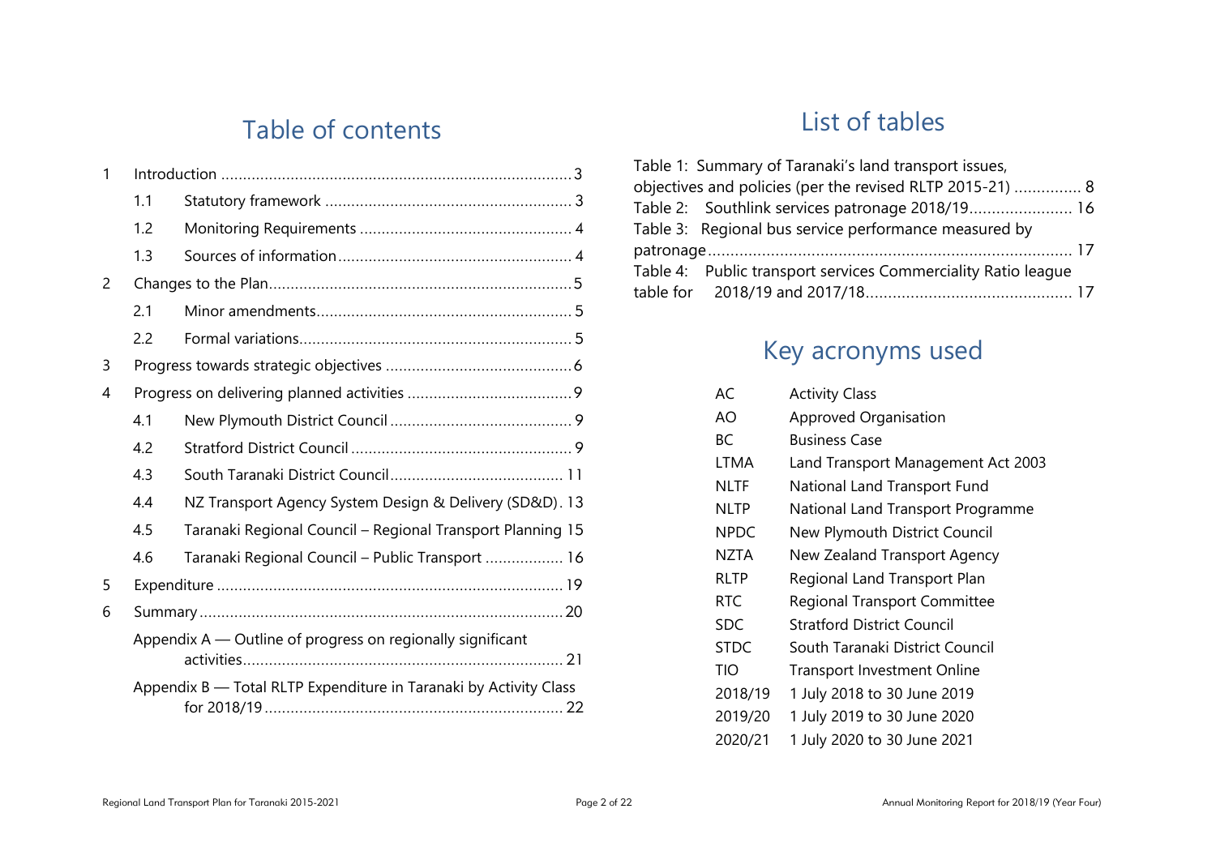# Table of contents

- 1 Introduction ........ 3
  - 1.1 Statutory framework ........ 3
  - 1.2 Monitoring Requirements ........ 4
  - 1.3 Sources of information ........ 4
- 2 Changes to the Plan ........ 5
  - 2.1 Minor amendments ........ 5
  - 2.2 Formal variations ........ 5
- 3 Progress towards strategic objectives ........ 6
- 4 Progress on delivering planned activities ........ 9
  - 4.1 New Plymouth District Council ........ 9
  - 4.2 Stratford District Council ........ 9
  - 4.3 South Taranaki District Council ........ 11
  - 4.4 NZ Transport Agency System Design & Delivery (SD&D) ........ 13
  - 4.5 Taranaki Regional Council – Regional Transport Planning ........ 15
  - 4.6 Taranaki Regional Council – Public Transport ........ 16
- 5 Expenditure ........ 19
- 6 Summary ........ 20
- Appendix A — Outline of progress on regionally significant activities ........ 21
- Appendix B — Total RLTP Expenditure in Taranaki by Activity Class for 2018/19 ........ 22

# List of tables

- Table 1: Summary of Taranaki's land transport issues, objectives and policies (per the revised RLTP 2015-21) ........ 8
- Table 2: Southlink services patronage 2018/19 ........ 16
- Table 3: Regional bus service performance measured by patronage ........ 17
- Table 4: Public transport services Commerciality Ratio league table for 2018/19 and 2017/18 ........ 17

# Key acronyms used

| | |
|---|---|
| AC | Activity Class |
| AO | Approved Organisation |
| BC | Business Case |
| LTMA | Land Transport Management Act 2003 |
| NLTF | National Land Transport Fund |
| NLTP | National Land Transport Programme |
| NPDC | New Plymouth District Council |
| NZTA | New Zealand Transport Agency |
| RLTP | Regional Land Transport Plan |
| RTC | Regional Transport Committee |
| SDC | Stratford District Council |
| STDC | South Taranaki District Council |
| TIO | Transport Investment Online |
| 2018/19 | 1 July 2018 to 30 June 2019 |
| 2019/20 | 1 July 2019 to 30 June 2020 |
| 2020/21 | 1 July 2020 to 30 June 2021 |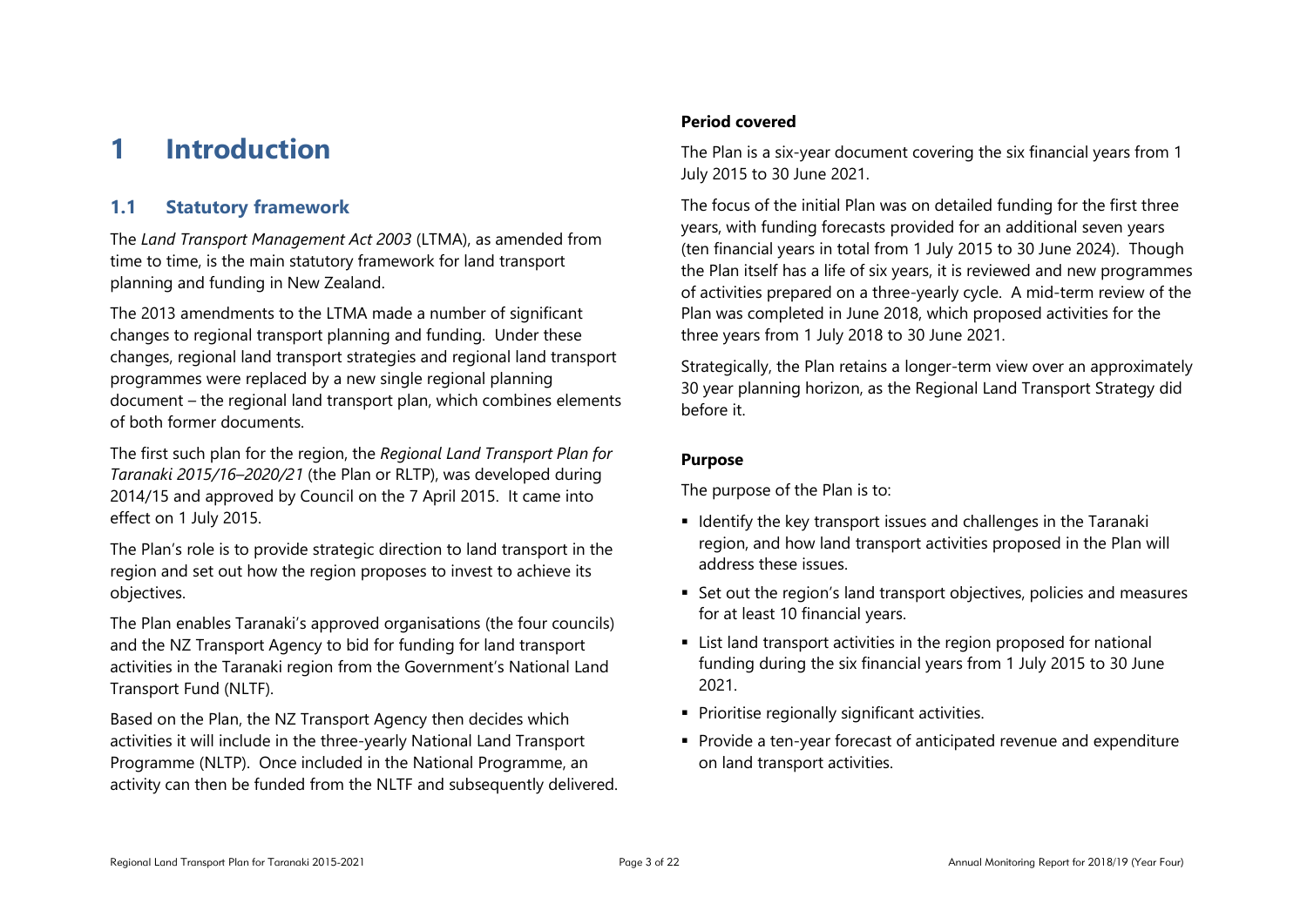# 1 Introduction

## 1.1 Statutory framework

The *Land Transport Management Act 2003* (LTMA), as amended from time to time, is the main statutory framework for land transport planning and funding in New Zealand.

The 2013 amendments to the LTMA made a number of significant changes to regional transport planning and funding. Under these changes, regional land transport strategies and regional land transport programmes were replaced by a new single regional planning document – the regional land transport plan, which combines elements of both former documents.

The first such plan for the region, the *Regional Land Transport Plan for Taranaki 2015/16–2020/21* (the Plan or RLTP), was developed during 2014/15 and approved by Council on the 7 April 2015. It came into effect on 1 July 2015.

The Plan's role is to provide strategic direction to land transport in the region and set out how the region proposes to invest to achieve its objectives.

The Plan enables Taranaki's approved organisations (the four councils) and the NZ Transport Agency to bid for funding for land transport activities in the Taranaki region from the Government's National Land Transport Fund (NLTF).

Based on the Plan, the NZ Transport Agency then decides which activities it will include in the three-yearly National Land Transport Programme (NLTP). Once included in the National Programme, an activity can then be funded from the NLTF and subsequently delivered.

**Period covered**

The Plan is a six-year document covering the six financial years from 1 July 2015 to 30 June 2021.

The focus of the initial Plan was on detailed funding for the first three years, with funding forecasts provided for an additional seven years (ten financial years in total from 1 July 2015 to 30 June 2024). Though the Plan itself has a life of six years, it is reviewed and new programmes of activities prepared on a three-yearly cycle. A mid-term review of the Plan was completed in June 2018, which proposed activities for the three years from 1 July 2018 to 30 June 2021.

Strategically, the Plan retains a longer-term view over an approximately 30 year planning horizon, as the Regional Land Transport Strategy did before it.

**Purpose**

The purpose of the Plan is to:

- Identify the key transport issues and challenges in the Taranaki region, and how land transport activities proposed in the Plan will address these issues.
- Set out the region's land transport objectives, policies and measures for at least 10 financial years.
- List land transport activities in the region proposed for national funding during the six financial years from 1 July 2015 to 30 June 2021.
- Prioritise regionally significant activities.
- Provide a ten-year forecast of anticipated revenue and expenditure on land transport activities.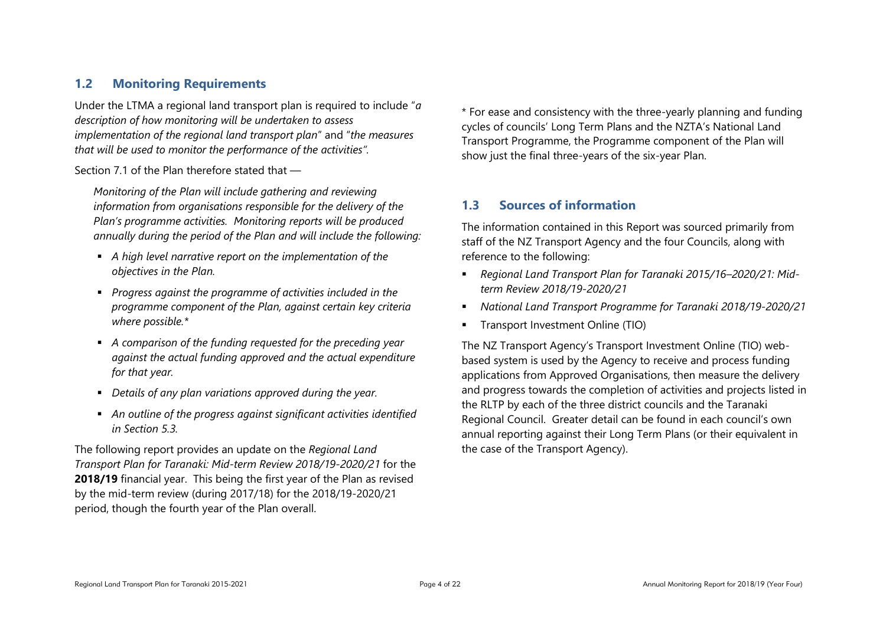## 1.2 Monitoring Requirements

Under the LTMA a regional land transport plan is required to include "*a description of how monitoring will be undertaken to assess implementation of the regional land transport plan*" and "*the measures that will be used to monitor the performance of the activities"*.

Section 7.1 of the Plan therefore stated that —

> *Monitoring of the Plan will include gathering and reviewing information from organisations responsible for the delivery of the Plan's programme activities. Monitoring reports will be produced annually during the period of the Plan and will include the following:*
>
> - *A high level narrative report on the implementation of the objectives in the Plan.*
> - *Progress against the programme of activities included in the programme component of the Plan, against certain key criteria where possible.**
> - *A comparison of the funding requested for the preceding year against the actual funding approved and the actual expenditure for that year.*
> - *Details of any plan variations approved during the year.*
> - *An outline of the progress against significant activities identified in Section 5.3.*

The following report provides an update on the *Regional Land Transport Plan for Taranaki: Mid-term Review 2018/19-2020/21* for the **2018/19** financial year. This being the first year of the Plan as revised by the mid-term review (during 2017/18) for the 2018/19-2020/21 period, though the fourth year of the Plan overall.

* For ease and consistency with the three-yearly planning and funding cycles of councils' Long Term Plans and the NZTA's National Land Transport Programme, the Programme component of the Plan will show just the final three-years of the six-year Plan.

## 1.3 Sources of information

The information contained in this Report was sourced primarily from staff of the NZ Transport Agency and the four Councils, along with reference to the following:

- *Regional Land Transport Plan for Taranaki 2015/16–2020/21: Mid-term Review 2018/19-2020/21*
- *National Land Transport Programme for Taranaki 2018/19-2020/21*
- Transport Investment Online (TIO)

The NZ Transport Agency's Transport Investment Online (TIO) web-based system is used by the Agency to receive and process funding applications from Approved Organisations, then measure the delivery and progress towards the completion of activities and projects listed in the RLTP by each of the three district councils and the Taranaki Regional Council. Greater detail can be found in each council's own annual reporting against their Long Term Plans (or their equivalent in the case of the Transport Agency).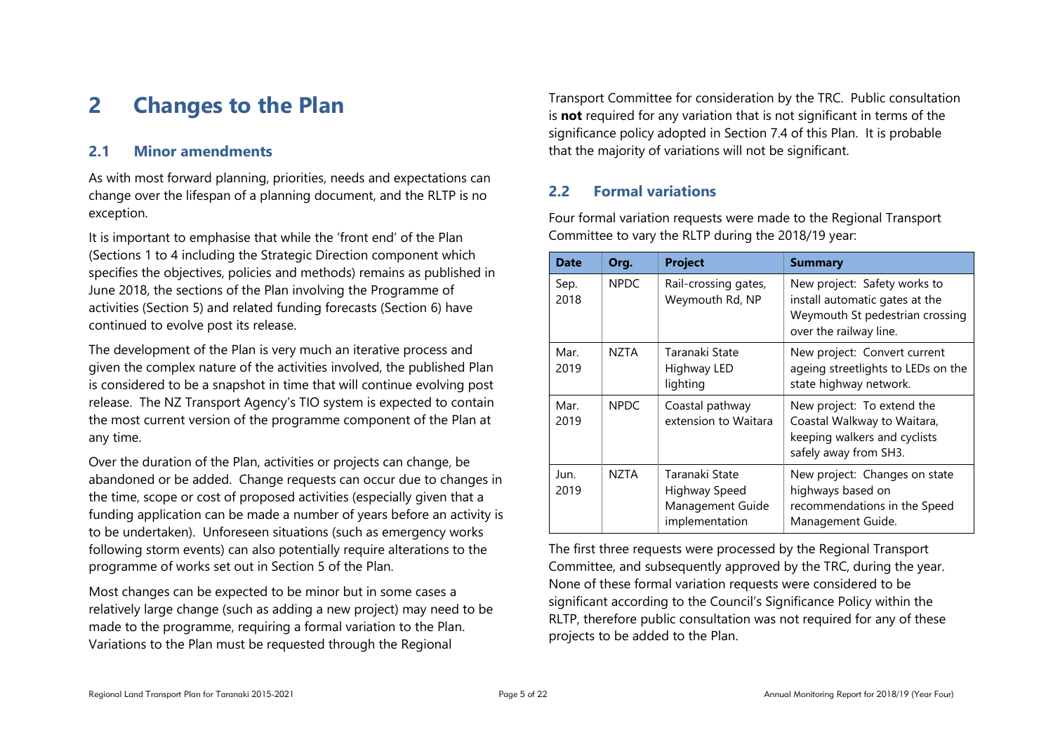# 2 Changes to the Plan

## 2.1 Minor amendments

As with most forward planning, priorities, needs and expectations can change over the lifespan of a planning document, and the RLTP is no exception.

It is important to emphasise that while the 'front end' of the Plan (Sections 1 to 4 including the Strategic Direction component which specifies the objectives, policies and methods) remains as published in June 2018, the sections of the Plan involving the Programme of activities (Section 5) and related funding forecasts (Section 6) have continued to evolve post its release.

The development of the Plan is very much an iterative process and given the complex nature of the activities involved, the published Plan is considered to be a snapshot in time that will continue evolving post release. The NZ Transport Agency's TIO system is expected to contain the most current version of the programme component of the Plan at any time.

Over the duration of the Plan, activities or projects can change, be abandoned or be added. Change requests can occur due to changes in the time, scope or cost of proposed activities (especially given that a funding application can be made a number of years before an activity is to be undertaken). Unforeseen situations (such as emergency works following storm events) can also potentially require alterations to the programme of works set out in Section 5 of the Plan.

Most changes can be expected to be minor but in some cases a relatively large change (such as adding a new project) may need to be made to the programme, requiring a formal variation to the Plan. Variations to the Plan must be requested through the Regional Transport Committee for consideration by the TRC. Public consultation is **not** required for any variation that is not significant in terms of the significance policy adopted in Section 7.4 of this Plan. It is probable that the majority of variations will not be significant.

## 2.2 Formal variations

Four formal variation requests were made to the Regional Transport Committee to vary the RLTP during the 2018/19 year:

| Date | Org. | Project | Summary |
|---|---|---|---|
| Sep. 2018 | NPDC | Rail-crossing gates, Weymouth Rd, NP | New project: Safety works to install automatic gates at the Weymouth St pedestrian crossing over the railway line. |
| Mar. 2019 | NZTA | Taranaki State Highway LED lighting | New project: Convert current ageing streetlights to LEDs on the state highway network. |
| Mar. 2019 | NPDC | Coastal pathway extension to Waitara | New project: To extend the Coastal Walkway to Waitara, keeping walkers and cyclists safely away from SH3. |
| Jun. 2019 | NZTA | Taranaki State Highway Speed Management Guide implementation | New project: Changes on state highways based on recommendations in the Speed Management Guide. |

The first three requests were processed by the Regional Transport Committee, and subsequently approved by the TRC, during the year. None of these formal variation requests were considered to be significant according to the Council's Significance Policy within the RLTP, therefore public consultation was not required for any of these projects to be added to the Plan.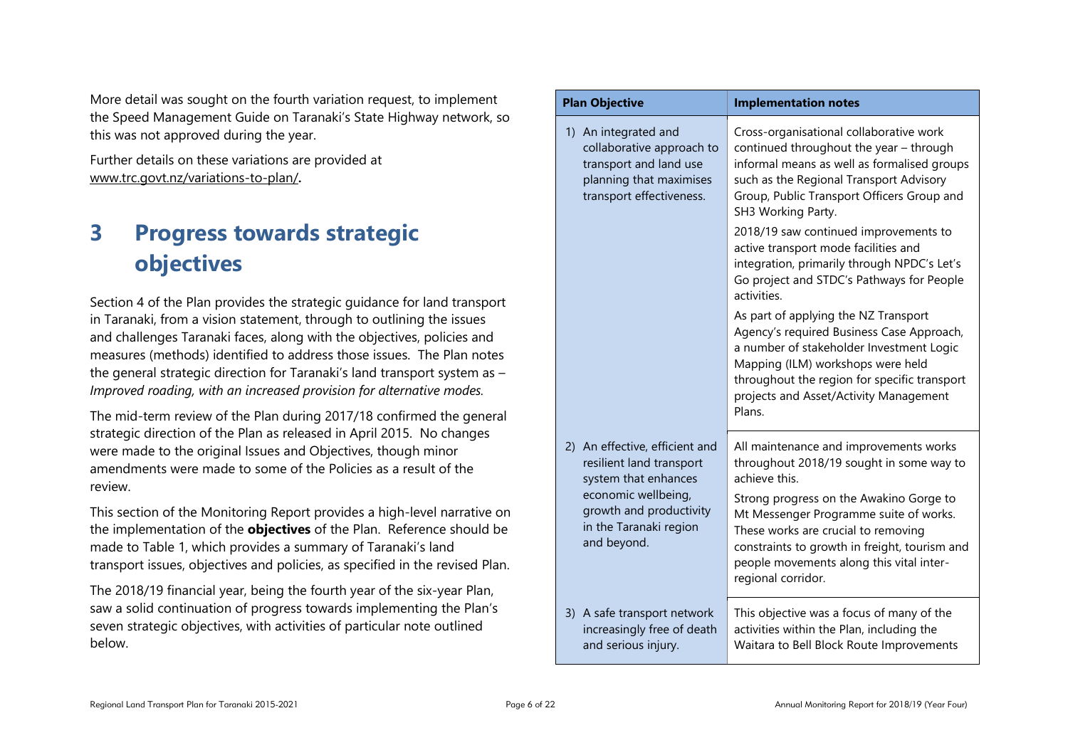More detail was sought on the fourth variation request, to implement the Speed Management Guide on Taranaki's State Highway network, so this was not approved during the year.

Further details on these variations are provided at www.trc.govt.nz/variations-to-plan/.

# 3 Progress towards strategic objectives

Section 4 of the Plan provides the strategic guidance for land transport in Taranaki, from a vision statement, through to outlining the issues and challenges Taranaki faces, along with the objectives, policies and measures (methods) identified to address those issues. The Plan notes the general strategic direction for Taranaki's land transport system as – *Improved roading, with an increased provision for alternative modes.*

The mid-term review of the Plan during 2017/18 confirmed the general strategic direction of the Plan as released in April 2015. No changes were made to the original Issues and Objectives, though minor amendments were made to some of the Policies as a result of the review.

This section of the Monitoring Report provides a high-level narrative on the implementation of the **objectives** of the Plan. Reference should be made to Table 1, which provides a summary of Taranaki's land transport issues, objectives and policies, as specified in the revised Plan.

The 2018/19 financial year, being the fourth year of the six-year Plan, saw a solid continuation of progress towards implementing the Plan's seven strategic objectives, with activities of particular note outlined below.

| Plan Objective | Implementation notes |
|---|---|
| 1) An integrated and collaborative approach to transport and land use planning that maximises transport effectiveness. | Cross-organisational collaborative work continued throughout the year – through informal means as well as formalised groups such as the Regional Transport Advisory Group, Public Transport Officers Group and SH3 Working Party.<br><br>2018/19 saw continued improvements to active transport mode facilities and integration, primarily through NPDC's Let's Go project and STDC's Pathways for People activities.<br><br>As part of applying the NZ Transport Agency's required Business Case Approach, a number of stakeholder Investment Logic Mapping (ILM) workshops were held throughout the region for specific transport projects and Asset/Activity Management Plans. |
| 2) An effective, efficient and resilient land transport system that enhances economic wellbeing, growth and productivity in the Taranaki region and beyond. | All maintenance and improvements works throughout 2018/19 sought in some way to achieve this.<br><br>Strong progress on the Awakino Gorge to Mt Messenger Programme suite of works. These works are crucial to removing constraints to growth in freight, tourism and people movements along this vital inter-regional corridor. |
| 3) A safe transport network increasingly free of death and serious injury. | This objective was a focus of many of the activities within the Plan, including the Waitara to Bell Block Route Improvements |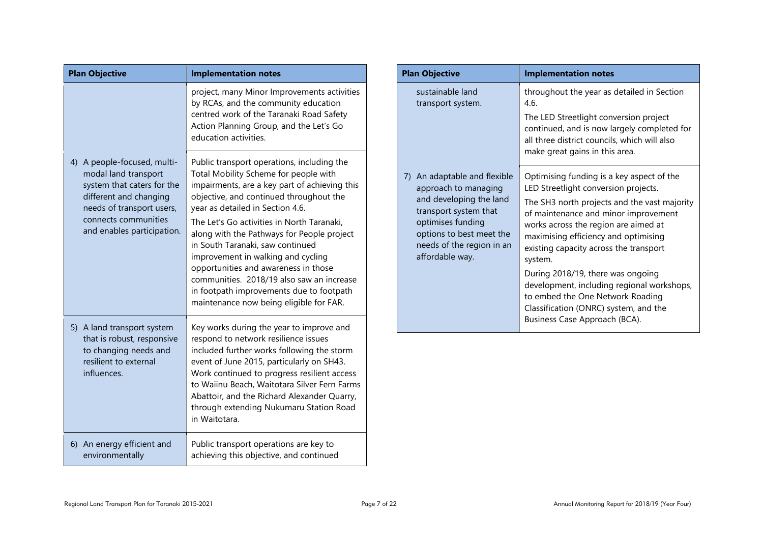| Plan Objective | Implementation notes |
|---|---|
| | project, many Minor Improvements activities by RCAs, and the community education centred work of the Taranaki Road Safety Action Planning Group, and the Let's Go education activities. |
| 4) A people-focused, multi-modal land transport system that caters for the different and changing needs of transport users, connects communities and enables participation. | Public transport operations, including the Total Mobility Scheme for people with impairments, are a key part of achieving this objective, and continued throughout the year as detailed in Section 4.6. The Let's Go activities in North Taranaki, along with the Pathways for People project in South Taranaki, saw continued improvement in walking and cycling opportunities and awareness in those communities. 2018/19 also saw an increase in footpath improvements due to footpath maintenance now being eligible for FAR. |
| 5) A land transport system that is robust, responsive to changing needs and resilient to external influences. | Key works during the year to improve and respond to network resilience issues included further works following the storm event of June 2015, particularly on SH43. Work continued to progress resilient access to Waiinu Beach, Waitotara Silver Fern Farms Abattoir, and the Richard Alexander Quarry, through extending Nukumaru Station Road in Waitotara. |
| 6) An energy efficient and environmentally sustainable land transport system. | Public transport operations are key to achieving this objective, and continued throughout the year as detailed in Section 4.6. The LED Streetlight conversion project continued, and is now largely completed for all three district councils, which will also make great gains in this area. |
| 7) An adaptable and flexible approach to managing and developing the land transport system that optimises funding options to best meet the needs of the region in an affordable way. | Optimising funding is a key aspect of the LED Streetlight conversion projects. The SH3 north projects and the vast majority of maintenance and minor improvement works across the region are aimed at maximising efficiency and optimising existing capacity across the transport system. During 2018/19, there was ongoing development, including regional workshops, to embed the One Network Roading Classification (ONRC) system, and the Business Case Approach (BCA). |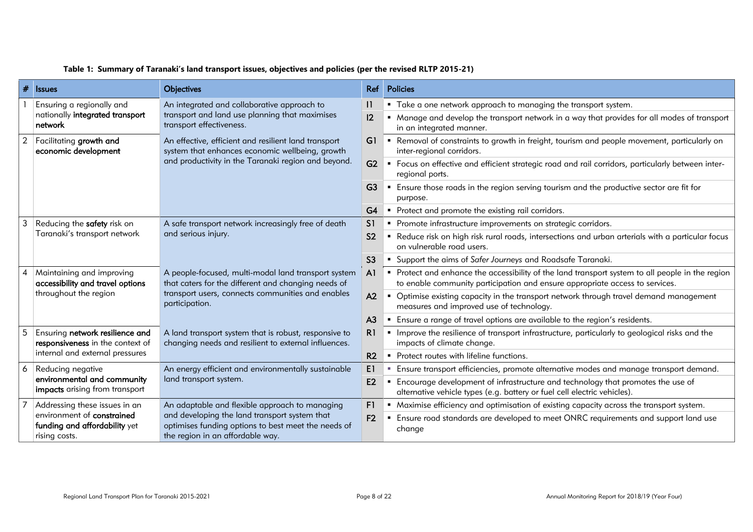**Table 1: Summary of Taranaki's land transport issues, objectives and policies (per the revised RLTP 2015-21)**

| # | Issues | Objectives | Ref | Policies |
|---|---|---|---|---|
| 1 | Ensuring a regionally and nationally **integrated transport network** | An integrated and collaborative approach to transport and land use planning that maximises transport effectiveness. | I1 | ▪ Take a one network approach to managing the transport system. |
| | | | I2 | ▪ Manage and develop the transport network in a way that provides for all modes of transport in an integrated manner. |
| 2 | Facilitating **growth and economic development** | An effective, efficient and resilient land transport system that enhances economic wellbeing, growth and productivity in the Taranaki region and beyond. | G1 | ▪ Removal of constraints to growth in freight, tourism and people movement, particularly on inter-regional corridors. |
| | | | G2 | ▪ Focus on effective and efficient strategic road and rail corridors, particularly between inter-regional ports. |
| | | | G3 | ▪ Ensure those roads in the region serving tourism and the productive sector are fit for purpose. |
| | | | G4 | ▪ Protect and promote the existing rail corridors. |
| 3 | Reducing the **safety** risk on Taranaki's transport network | A safe transport network increasingly free of death and serious injury. | S1 | ▪ Promote infrastructure improvements on strategic corridors. |
| | | | S2 | ▪ Reduce risk on high risk rural roads, intersections and urban arterials with a particular focus on vulnerable road users. |
| | | | S3 | ▪ Support the aims of *Safer Journeys* and Roadsafe Taranaki. |
| 4 | Maintaining and improving **accessibility and travel options** throughout the region | A people-focused, multi-modal land transport system that caters for the different and changing needs of transport users, connects communities and enables participation. | A1 | ▪ Protect and enhance the accessibility of the land transport system to all people in the region to enable community participation and ensure appropriate access to services. |
| | | | A2 | ▪ Optimise existing capacity in the transport network through travel demand management measures and improved use of technology. |
| | | | A3 | ▪ Ensure a range of travel options are available to the region's residents. |
| 5 | Ensuring **network resilience and responsiveness** in the context of internal and external pressures | A land transport system that is robust, responsive to changing needs and resilient to external influences. | R1 | ▪ Improve the resilience of transport infrastructure, particularly to geological risks and the impacts of climate change. |
| | | | R2 | ▪ Protect routes with lifeline functions. |
| 6 | Reducing negative **environmental and community impacts** arising from transport | An energy efficient and environmentally sustainable land transport system. | E1 | ▪ Ensure transport efficiencies, promote alternative modes and manage transport demand. |
| | | | E2 | ▪ Encourage development of infrastructure and technology that promotes the use of alternative vehicle types (e.g. battery or fuel cell electric vehicles). |
| 7 | Addressing these issues in an environment of **constrained funding and affordability** yet rising costs. | An adaptable and flexible approach to managing and developing the land transport system that optimises funding options to best meet the needs of the region in an affordable way. | F1 | ▪ Maximise efficiency and optimisation of existing capacity across the transport system. |
| | | | F2 | ▪ Ensure road standards are developed to meet ONRC requirements and support land use change |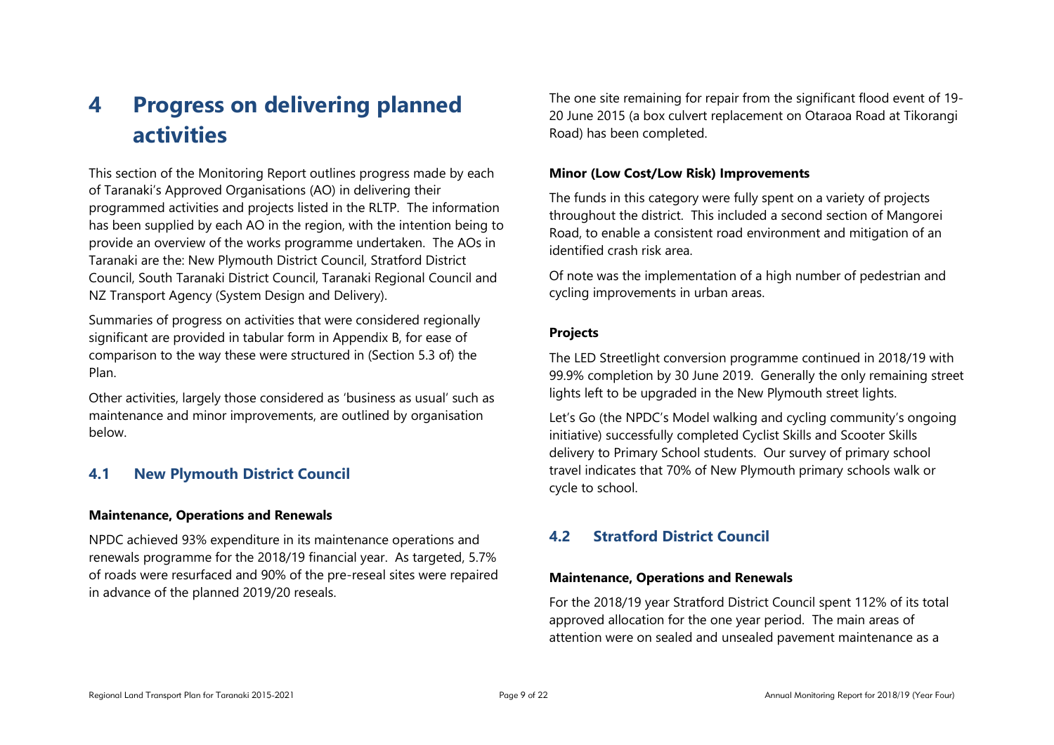# 4 Progress on delivering planned activities

This section of the Monitoring Report outlines progress made by each of Taranaki's Approved Organisations (AO) in delivering their programmed activities and projects listed in the RLTP. The information has been supplied by each AO in the region, with the intention being to provide an overview of the works programme undertaken. The AOs in Taranaki are the: New Plymouth District Council, Stratford District Council, South Taranaki District Council, Taranaki Regional Council and NZ Transport Agency (System Design and Delivery).

Summaries of progress on activities that were considered regionally significant are provided in tabular form in Appendix B, for ease of comparison to the way these were structured in (Section 5.3 of) the Plan.

Other activities, largely those considered as 'business as usual' such as maintenance and minor improvements, are outlined by organisation below.

## 4.1 New Plymouth District Council

**Maintenance, Operations and Renewals**

NPDC achieved 93% expenditure in its maintenance operations and renewals programme for the 2018/19 financial year. As targeted, 5.7% of roads were resurfaced and 90% of the pre-reseal sites were repaired in advance of the planned 2019/20 reseals.

The one site remaining for repair from the significant flood event of 19-20 June 2015 (a box culvert replacement on Otaraoa Road at Tikorangi Road) has been completed.

**Minor (Low Cost/Low Risk) Improvements**

The funds in this category were fully spent on a variety of projects throughout the district. This included a second section of Mangorei Road, to enable a consistent road environment and mitigation of an identified crash risk area.

Of note was the implementation of a high number of pedestrian and cycling improvements in urban areas.

**Projects**

The LED Streetlight conversion programme continued in 2018/19 with 99.9% completion by 30 June 2019. Generally the only remaining street lights left to be upgraded in the New Plymouth street lights.

Let's Go (the NPDC's Model walking and cycling community's ongoing initiative) successfully completed Cyclist Skills and Scooter Skills delivery to Primary School students. Our survey of primary school travel indicates that 70% of New Plymouth primary schools walk or cycle to school.

## 4.2 Stratford District Council

**Maintenance, Operations and Renewals**

For the 2018/19 year Stratford District Council spent 112% of its total approved allocation for the one year period. The main areas of attention were on sealed and unsealed pavement maintenance as a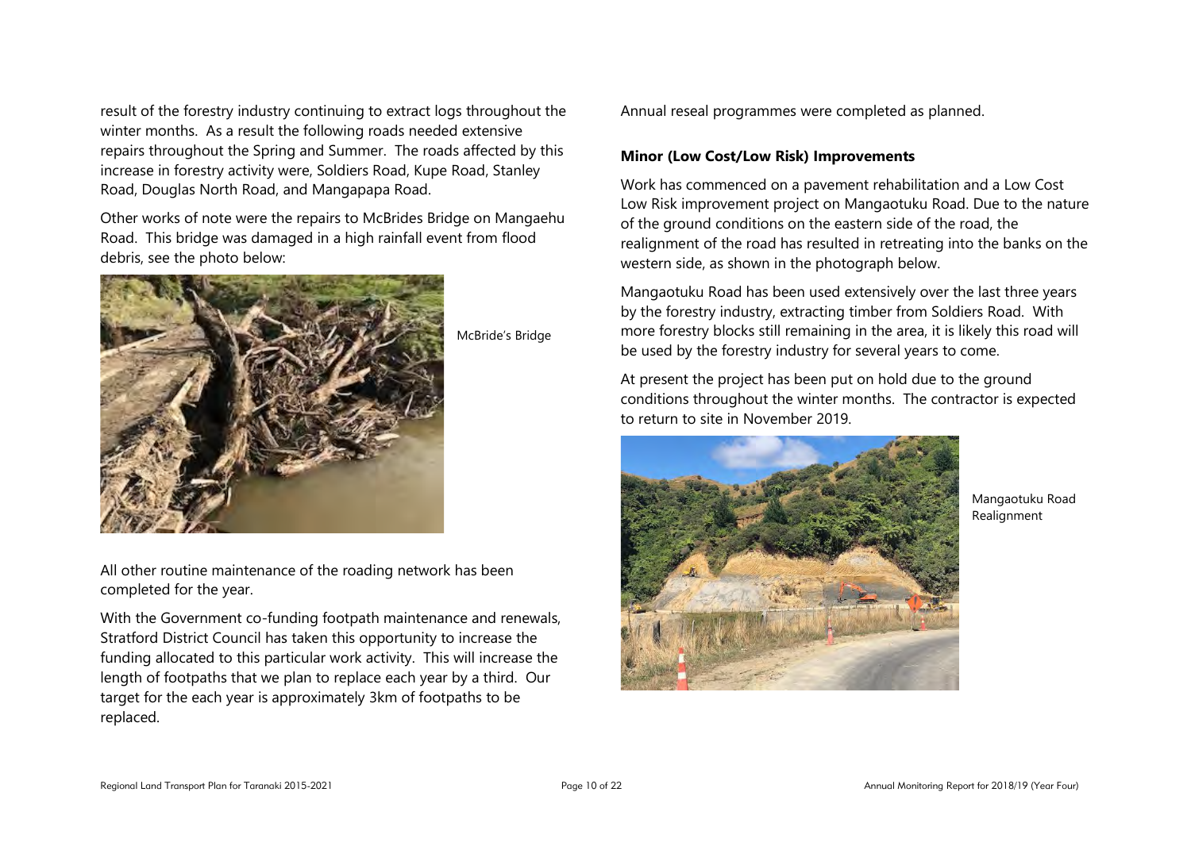result of the forestry industry continuing to extract logs throughout the winter months. As a result the following roads needed extensive repairs throughout the Spring and Summer. The roads affected by this increase in forestry activity were, Soldiers Road, Kupe Road, Stanley Road, Douglas North Road, and Mangapapa Road.

Other works of note were the repairs to McBrides Bridge on Mangaehu Road. This bridge was damaged in a high rainfall event from flood debris, see the photo below:

McBride's Bridge

All other routine maintenance of the roading network has been completed for the year.

With the Government co-funding footpath maintenance and renewals, Stratford District Council has taken this opportunity to increase the funding allocated to this particular work activity. This will increase the length of footpaths that we plan to replace each year by a third. Our target for the each year is approximately 3km of footpaths to be replaced.

Annual reseal programmes were completed as planned.

**Minor (Low Cost/Low Risk) Improvements**

Work has commenced on a pavement rehabilitation and a Low Cost Low Risk improvement project on Mangaotuku Road. Due to the nature of the ground conditions on the eastern side of the road, the realignment of the road has resulted in retreating into the banks on the western side, as shown in the photograph below.

Mangaotuku Road has been used extensively over the last three years by the forestry industry, extracting timber from Soldiers Road. With more forestry blocks still remaining in the area, it is likely this road will be used by the forestry industry for several years to come.

At present the project has been put on hold due to the ground conditions throughout the winter months. The contractor is expected to return to site in November 2019.

Mangaotuku Road Realignment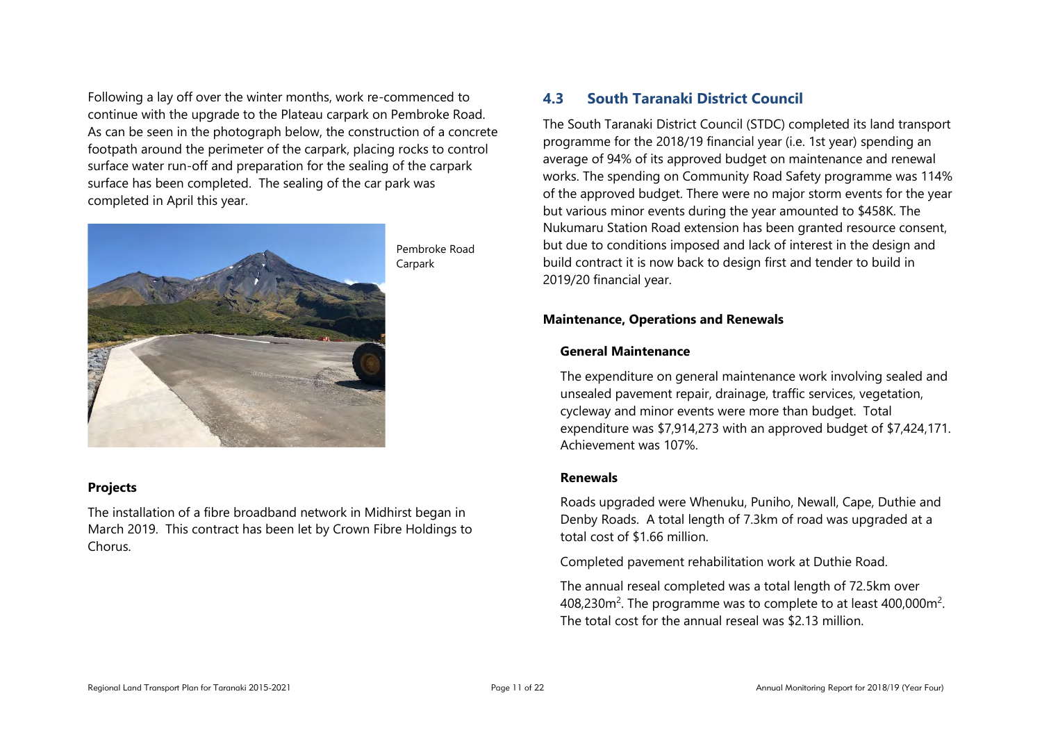Following a lay off over the winter months, work re-commenced to continue with the upgrade to the Plateau carpark on Pembroke Road. As can be seen in the photograph below, the construction of a concrete footpath around the perimeter of the carpark, placing rocks to control surface water run-off and preparation for the sealing of the carpark surface has been completed. The sealing of the car park was completed in April this year.

Pembroke Road Carpark

### Projects

The installation of a fibre broadband network in Midhirst began in March 2019. This contract has been let by Crown Fibre Holdings to Chorus.

## 4.3 South Taranaki District Council

The South Taranaki District Council (STDC) completed its land transport programme for the 2018/19 financial year (i.e. 1st year) spending an average of 94% of its approved budget on maintenance and renewal works. The spending on Community Road Safety programme was 114% of the approved budget. There were no major storm events for the year but various minor events during the year amounted to $458K. The Nukumaru Station Road extension has been granted resource consent, but due to conditions imposed and lack of interest in the design and build contract it is now back to design first and tender to build in 2019/20 financial year.

### Maintenance, Operations and Renewals

#### General Maintenance

The expenditure on general maintenance work involving sealed and unsealed pavement repair, drainage, traffic services, vegetation, cycleway and minor events were more than budget. Total expenditure was $7,914,273 with an approved budget of $7,424,171. Achievement was 107%.

#### Renewals

Roads upgraded were Whenuku, Puniho, Newall, Cape, Duthie and Denby Roads. A total length of 7.3km of road was upgraded at a total cost of $1.66 million.

Completed pavement rehabilitation work at Duthie Road.

The annual reseal completed was a total length of 72.5km over 408,230m$^2$. The programme was to complete to at least 400,000m$^2$. The total cost for the annual reseal was $2.13 million.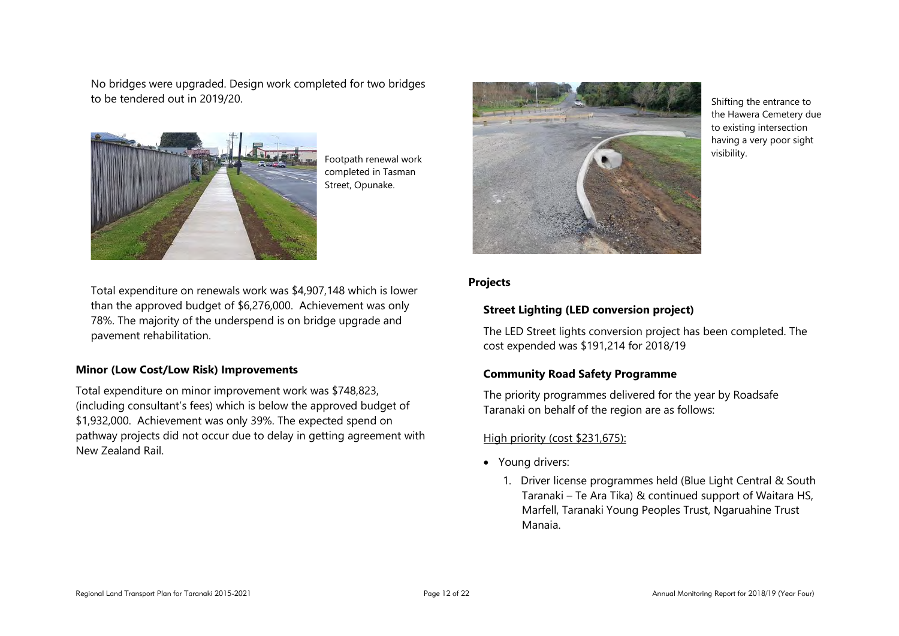No bridges were upgraded. Design work completed for two bridges to be tendered out in 2019/20.

Footpath renewal work completed in Tasman Street, Opunake.

Total expenditure on renewals work was $4,907,148 which is lower than the approved budget of $6,276,000. Achievement was only 78%. The majority of the underspend is on bridge upgrade and pavement rehabilitation.

### Minor (Low Cost/Low Risk) Improvements

Total expenditure on minor improvement work was $748,823, (including consultant's fees) which is below the approved budget of $1,932,000. Achievement was only 39%. The expected spend on pathway projects did not occur due to delay in getting agreement with New Zealand Rail.

Shifting the entrance to the Hawera Cemetery due to existing intersection having a very poor sight visibility.

## Projects

### Street Lighting (LED conversion project)

The LED Street lights conversion project has been completed. The cost expended was $191,214 for 2018/19

### Community Road Safety Programme

The priority programmes delivered for the year by Roadsafe Taranaki on behalf of the region are as follows:

High priority (cost $231,675):

- Young drivers:
  1. Driver license programmes held (Blue Light Central & South Taranaki – Te Ara Tika) & continued support of Waitara HS, Marfell, Taranaki Young Peoples Trust, Ngaruahine Trust Manaia.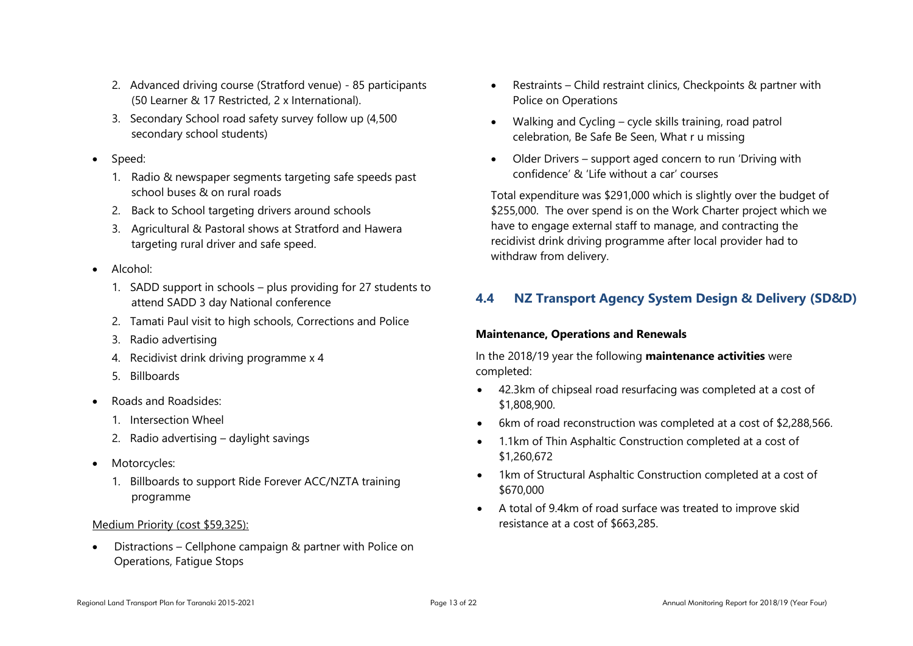2. Advanced driving course (Stratford venue) - 85 participants (50 Learner & 17 Restricted, 2 x International).
3. Secondary School road safety survey follow up (4,500 secondary school students)

- Speed:
  1. Radio & newspaper segments targeting safe speeds past school buses & on rural roads
  2. Back to School targeting drivers around schools
  3. Agricultural & Pastoral shows at Stratford and Hawera targeting rural driver and safe speed.
- Alcohol:
  1. SADD support in schools – plus providing for 27 students to attend SADD 3 day National conference
  2. Tamati Paul visit to high schools, Corrections and Police
  3. Radio advertising
  4. Recidivist drink driving programme x 4
  5. Billboards
- Roads and Roadsides:
  1. Intersection Wheel
  2. Radio advertising – daylight savings
- Motorcycles:
  1. Billboards to support Ride Forever ACC/NZTA training programme

Medium Priority (cost $59,325):

- Distractions – Cellphone campaign & partner with Police on Operations, Fatigue Stops
- Restraints – Child restraint clinics, Checkpoints & partner with Police on Operations
- Walking and Cycling – cycle skills training, road patrol celebration, Be Safe Be Seen, What r u missing
- Older Drivers – support aged concern to run 'Driving with confidence' & 'Life without a car' courses

Total expenditure was $291,000 which is slightly over the budget of $255,000. The over spend is on the Work Charter project which we have to engage external staff to manage, and contracting the recidivist drink driving programme after local provider had to withdraw from delivery.

## 4.4 NZ Transport Agency System Design & Delivery (SD&D)

**Maintenance, Operations and Renewals**

In the 2018/19 year the following **maintenance activities** were completed:

- 42.3km of chipseal road resurfacing was completed at a cost of $1,808,900.
- 6km of road reconstruction was completed at a cost of $2,288,566.
- 1.1km of Thin Asphaltic Construction completed at a cost of $1,260,672
- 1km of Structural Asphaltic Construction completed at a cost of $670,000
- A total of 9.4km of road surface was treated to improve skid resistance at a cost of $663,285.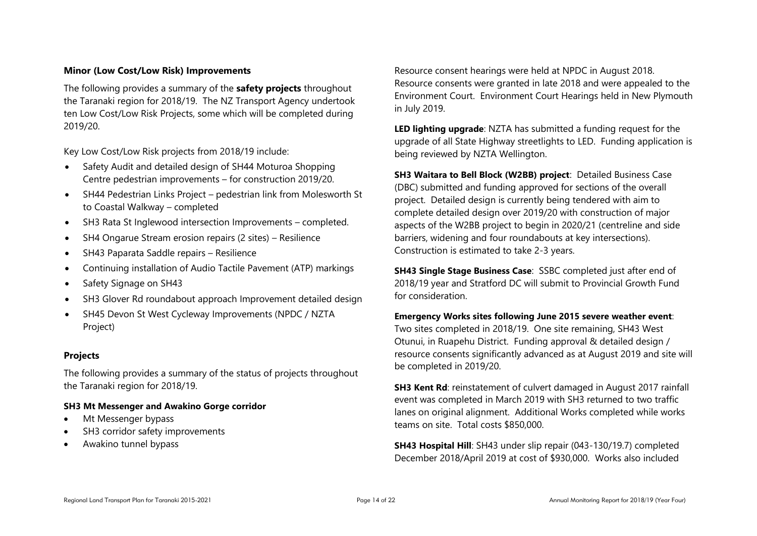**Minor (Low Cost/Low Risk) Improvements**

The following provides a summary of the **safety projects** throughout the Taranaki region for 2018/19. The NZ Transport Agency undertook ten Low Cost/Low Risk Projects, some which will be completed during 2019/20.

Key Low Cost/Low Risk projects from 2018/19 include:

- Safety Audit and detailed design of SH44 Moturoa Shopping Centre pedestrian improvements – for construction 2019/20.
- SH44 Pedestrian Links Project – pedestrian link from Molesworth St to Coastal Walkway – completed
- SH3 Rata St Inglewood intersection Improvements – completed.
- SH4 Ongarue Stream erosion repairs (2 sites) – Resilience
- SH43 Paparata Saddle repairs – Resilience
- Continuing installation of Audio Tactile Pavement (ATP) markings
- Safety Signage on SH43
- SH3 Glover Rd roundabout approach Improvement detailed design
- SH45 Devon St West Cycleway Improvements (NPDC / NZTA Project)

**Projects**

The following provides a summary of the status of projects throughout the Taranaki region for 2018/19.

**SH3 Mt Messenger and Awakino Gorge corridor**

- Mt Messenger bypass
- SH3 corridor safety improvements
- Awakino tunnel bypass

Resource consent hearings were held at NPDC in August 2018. Resource consents were granted in late 2018 and were appealed to the Environment Court. Environment Court Hearings held in New Plymouth in July 2019.

**LED lighting upgrade**: NZTA has submitted a funding request for the upgrade of all State Highway streetlights to LED. Funding application is being reviewed by NZTA Wellington.

**SH3 Waitara to Bell Block (W2BB) project**: Detailed Business Case (DBC) submitted and funding approved for sections of the overall project. Detailed design is currently being tendered with aim to complete detailed design over 2019/20 with construction of major aspects of the W2BB project to begin in 2020/21 (centreline and side barriers, widening and four roundabouts at key intersections). Construction is estimated to take 2-3 years.

**SH43 Single Stage Business Case**: SSBC completed just after end of 2018/19 year and Stratford DC will submit to Provincial Growth Fund for consideration.

**Emergency Works sites following June 2015 severe weather event**: Two sites completed in 2018/19. One site remaining, SH43 West Otunui, in Ruapehu District. Funding approval & detailed design / resource consents significantly advanced as at August 2019 and site will be completed in 2019/20.

**SH3 Kent Rd**: reinstatement of culvert damaged in August 2017 rainfall event was completed in March 2019 with SH3 returned to two traffic lanes on original alignment. Additional Works completed while works teams on site. Total costs $850,000.

**SH43 Hospital Hill**: SH43 under slip repair (043-130/19.7) completed December 2018/April 2019 at cost of $930,000. Works also included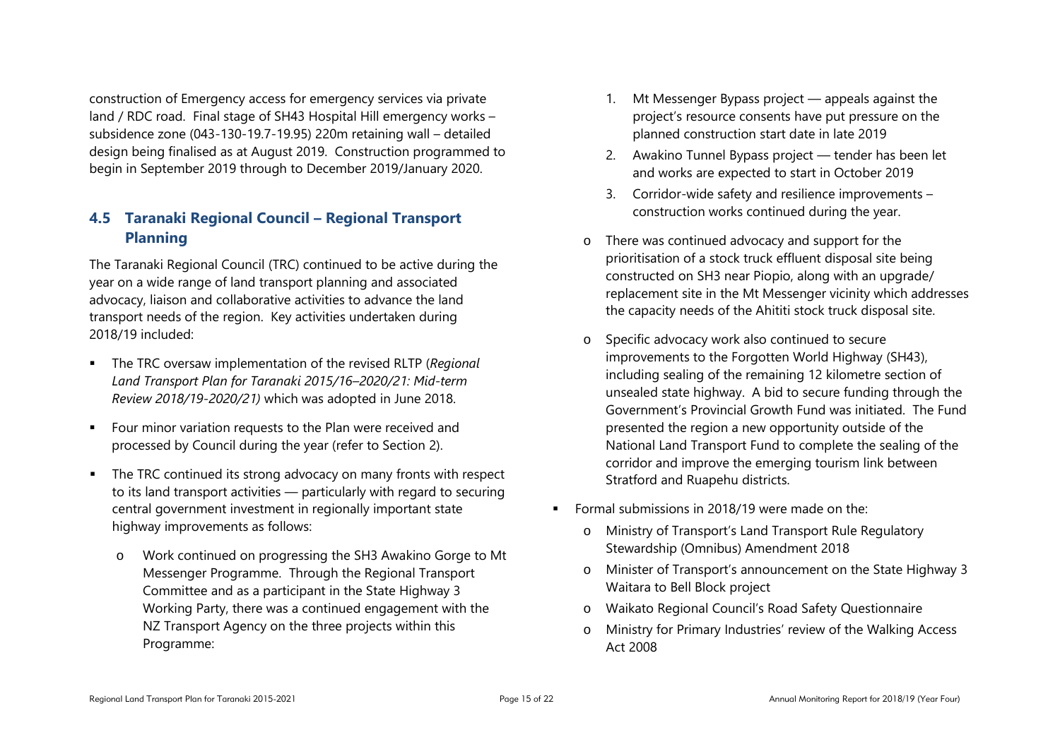construction of Emergency access for emergency services via private land / RDC road. Final stage of SH43 Hospital Hill emergency works – subsidence zone (043-130-19.7-19.95) 220m retaining wall – detailed design being finalised as at August 2019. Construction programmed to begin in September 2019 through to December 2019/January 2020.

## 4.5 Taranaki Regional Council – Regional Transport Planning

The Taranaki Regional Council (TRC) continued to be active during the year on a wide range of land transport planning and associated advocacy, liaison and collaborative activities to advance the land transport needs of the region. Key activities undertaken during 2018/19 included:

- The TRC oversaw implementation of the revised RLTP (*Regional Land Transport Plan for Taranaki 2015/16–2020/21: Mid-term Review 2018/19-2020/21)* which was adopted in June 2018.
- Four minor variation requests to the Plan were received and processed by Council during the year (refer to Section 2).
- The TRC continued its strong advocacy on many fronts with respect to its land transport activities — particularly with regard to securing central government investment in regionally important state highway improvements as follows:
    - Work continued on progressing the SH3 Awakino Gorge to Mt Messenger Programme. Through the Regional Transport Committee and as a participant in the State Highway 3 Working Party, there was a continued engagement with the NZ Transport Agency on the three projects within this Programme:
        1. Mt Messenger Bypass project — appeals against the project's resource consents have put pressure on the planned construction start date in late 2019
        2. Awakino Tunnel Bypass project — tender has been let and works are expected to start in October 2019
        3. Corridor-wide safety and resilience improvements – construction works continued during the year.
    - There was continued advocacy and support for the prioritisation of a stock truck effluent disposal site being constructed on SH3 near Piopio, along with an upgrade/ replacement site in the Mt Messenger vicinity which addresses the capacity needs of the Ahititi stock truck disposal site.
    - Specific advocacy work also continued to secure improvements to the Forgotten World Highway (SH43), including sealing of the remaining 12 kilometre section of unsealed state highway. A bid to secure funding through the Government's Provincial Growth Fund was initiated. The Fund presented the region a new opportunity outside of the National Land Transport Fund to complete the sealing of the corridor and improve the emerging tourism link between Stratford and Ruapehu districts.
- Formal submissions in 2018/19 were made on the:
    - Ministry of Transport's Land Transport Rule Regulatory Stewardship (Omnibus) Amendment 2018
    - Minister of Transport's announcement on the State Highway 3 Waitara to Bell Block project
    - Waikato Regional Council's Road Safety Questionnaire
    - Ministry for Primary Industries' review of the Walking Access Act 2008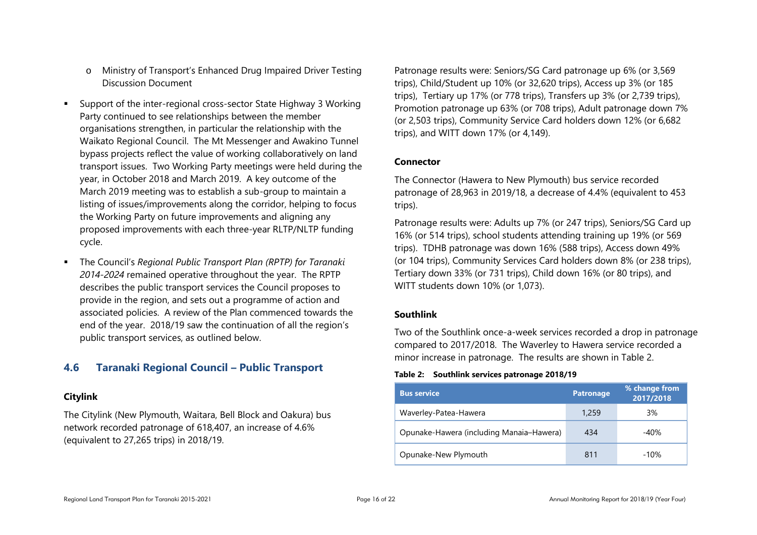- o Ministry of Transport's Enhanced Drug Impaired Driver Testing Discussion Document

- Support of the inter-regional cross-sector State Highway 3 Working Party continued to see relationships between the member organisations strengthen, in particular the relationship with the Waikato Regional Council. The Mt Messenger and Awakino Tunnel bypass projects reflect the value of working collaboratively on land transport issues. Two Working Party meetings were held during the year, in October 2018 and March 2019. A key outcome of the March 2019 meeting was to establish a sub-group to maintain a listing of issues/improvements along the corridor, helping to focus the Working Party on future improvements and aligning any proposed improvements with each three-year RLTP/NLTP funding cycle.

- The Council's *Regional Public Transport Plan (RPTP) for Taranaki 2014-2024* remained operative throughout the year. The RPTP describes the public transport services the Council proposes to provide in the region, and sets out a programme of action and associated policies. A review of the Plan commenced towards the end of the year. 2018/19 saw the continuation of all the region's public transport services, as outlined below.

## 4.6 Taranaki Regional Council – Public Transport

### Citylink

The Citylink (New Plymouth, Waitara, Bell Block and Oakura) bus network recorded patronage of 618,407, an increase of 4.6% (equivalent to 27,265 trips) in 2018/19.

Patronage results were: Seniors/SG Card patronage up 6% (or 3,569 trips), Child/Student up 10% (or 32,620 trips), Access up 3% (or 185 trips), Tertiary up 17% (or 778 trips), Transfers up 3% (or 2,739 trips), Promotion patronage up 63% (or 708 trips), Adult patronage down 7% (or 2,503 trips), Community Service Card holders down 12% (or 6,682 trips), and WITT down 17% (or 4,149).

### Connector

The Connector (Hawera to New Plymouth) bus service recorded patronage of 28,963 in 2019/18, a decrease of 4.4% (equivalent to 453 trips).

Patronage results were: Adults up 7% (or 247 trips), Seniors/SG Card up 16% (or 514 trips), school students attending training up 19% (or 569 trips). TDHB patronage was down 16% (588 trips), Access down 49% (or 104 trips), Community Services Card holders down 8% (or 238 trips), Tertiary down 33% (or 731 trips), Child down 16% (or 80 trips), and WITT students down 10% (or 1,073).

### Southlink

Two of the Southlink once-a-week services recorded a drop in patronage compared to 2017/2018. The Waverley to Hawera service recorded a minor increase in patronage. The results are shown in Table 2.

**Table 2: Southlink services patronage 2018/19**

| Bus service | Patronage | % change from 2017/2018 |
|---|---|---|
| Waverley-Patea-Hawera | 1,259 | 3% |
| Opunake-Hawera (including Manaia–Hawera) | 434 | -40% |
| Opunake-New Plymouth | 811 | -10% |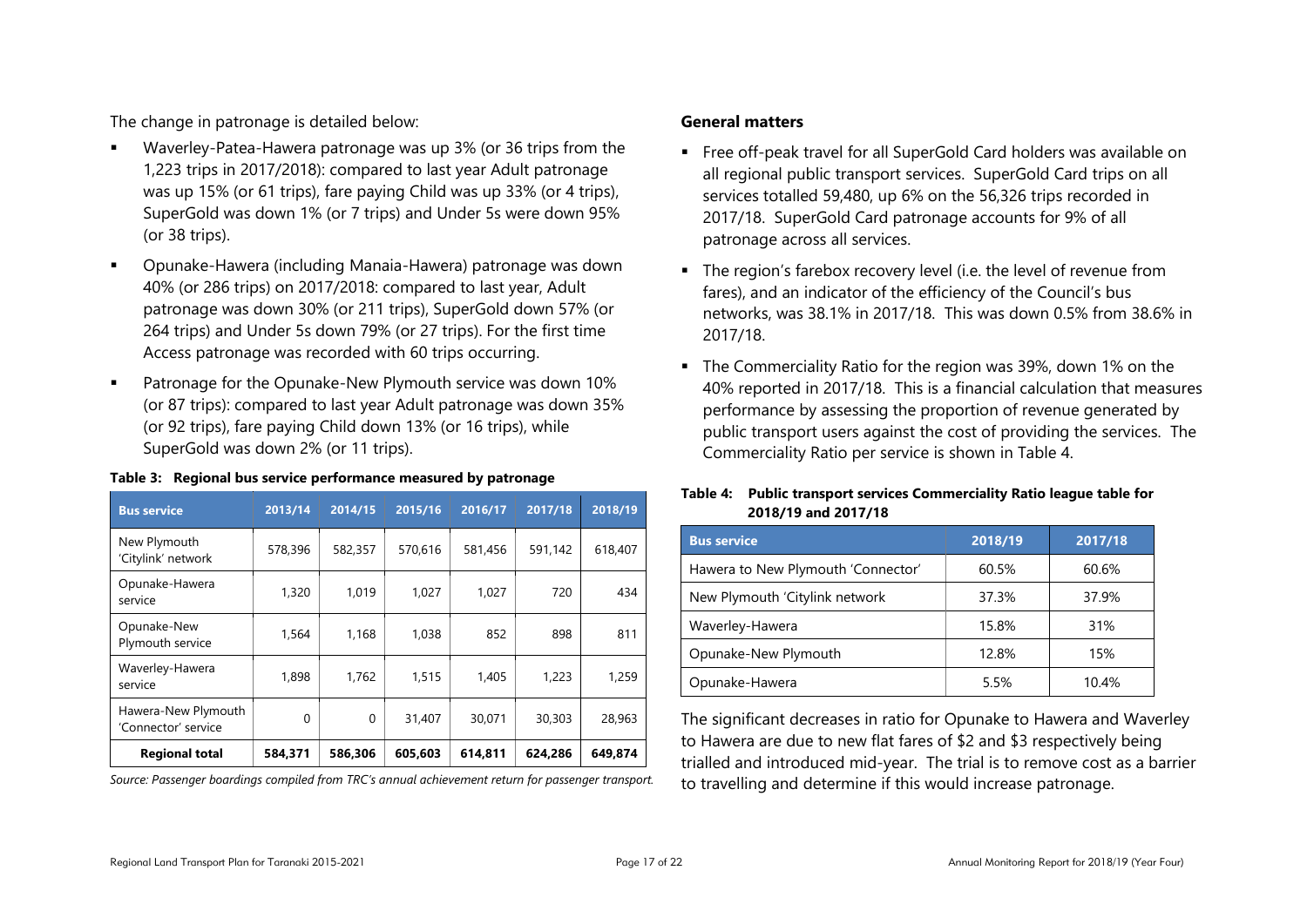The change in patronage is detailed below:

- Waverley-Patea-Hawera patronage was up 3% (or 36 trips from the 1,223 trips in 2017/2018): compared to last year Adult patronage was up 15% (or 61 trips), fare paying Child was up 33% (or 4 trips), SuperGold was down 1% (or 7 trips) and Under 5s were down 95% (or 38 trips).
- Opunake-Hawera (including Manaia-Hawera) patronage was down 40% (or 286 trips) on 2017/2018: compared to last year, Adult patronage was down 30% (or 211 trips), SuperGold down 57% (or 264 trips) and Under 5s down 79% (or 27 trips). For the first time Access patronage was recorded with 60 trips occurring.
- Patronage for the Opunake-New Plymouth service was down 10% (or 87 trips): compared to last year Adult patronage was down 35% (or 92 trips), fare paying Child down 13% (or 16 trips), while SuperGold was down 2% (or 11 trips).

**Table 3: Regional bus service performance measured by patronage**

| Bus service | 2013/14 | 2014/15 | 2015/16 | 2016/17 | 2017/18 | 2018/19 |
|---|---|---|---|---|---|---|
| New Plymouth 'Citylink' network | 578,396 | 582,357 | 570,616 | 581,456 | 591,142 | 618,407 |
| Opunake-Hawera service | 1,320 | 1,019 | 1,027 | 1,027 | 720 | 434 |
| Opunake-New Plymouth service | 1,564 | 1,168 | 1,038 | 852 | 898 | 811 |
| Waverley-Hawera service | 1,898 | 1,762 | 1,515 | 1,405 | 1,223 | 1,259 |
| Hawera-New Plymouth 'Connector' service | 0 | 0 | 31,407 | 30,071 | 30,303 | 28,963 |
| **Regional total** | **584,371** | **586,306** | **605,603** | **614,811** | **624,286** | **649,874** |

*Source: Passenger boardings compiled from TRC's annual achievement return for passenger transport.*

### General matters

- Free off-peak travel for all SuperGold Card holders was available on all regional public transport services. SuperGold Card trips on all services totalled 59,480, up 6% on the 56,326 trips recorded in 2017/18. SuperGold Card patronage accounts for 9% of all patronage across all services.
- The region's farebox recovery level (i.e. the level of revenue from fares), and an indicator of the efficiency of the Council's bus networks, was 38.1% in 2017/18. This was down 0.5% from 38.6% in 2017/18.
- The Commerciality Ratio for the region was 39%, down 1% on the 40% reported in 2017/18. This is a financial calculation that measures performance by assessing the proportion of revenue generated by public transport users against the cost of providing the services. The Commerciality Ratio per service is shown in Table 4.

**Table 4: Public transport services Commerciality Ratio league table for 2018/19 and 2017/18**

| Bus service | 2018/19 | 2017/18 |
|---|---|---|
| Hawera to New Plymouth 'Connector' | 60.5% | 60.6% |
| New Plymouth 'Citylink network | 37.3% | 37.9% |
| Waverley-Hawera | 15.8% | 31% |
| Opunake-New Plymouth | 12.8% | 15% |
| Opunake-Hawera | 5.5% | 10.4% |

The significant decreases in ratio for Opunake to Hawera and Waverley to Hawera are due to new flat fares of $2 and $3 respectively being trialled and introduced mid-year. The trial is to remove cost as a barrier to travelling and determine if this would increase patronage.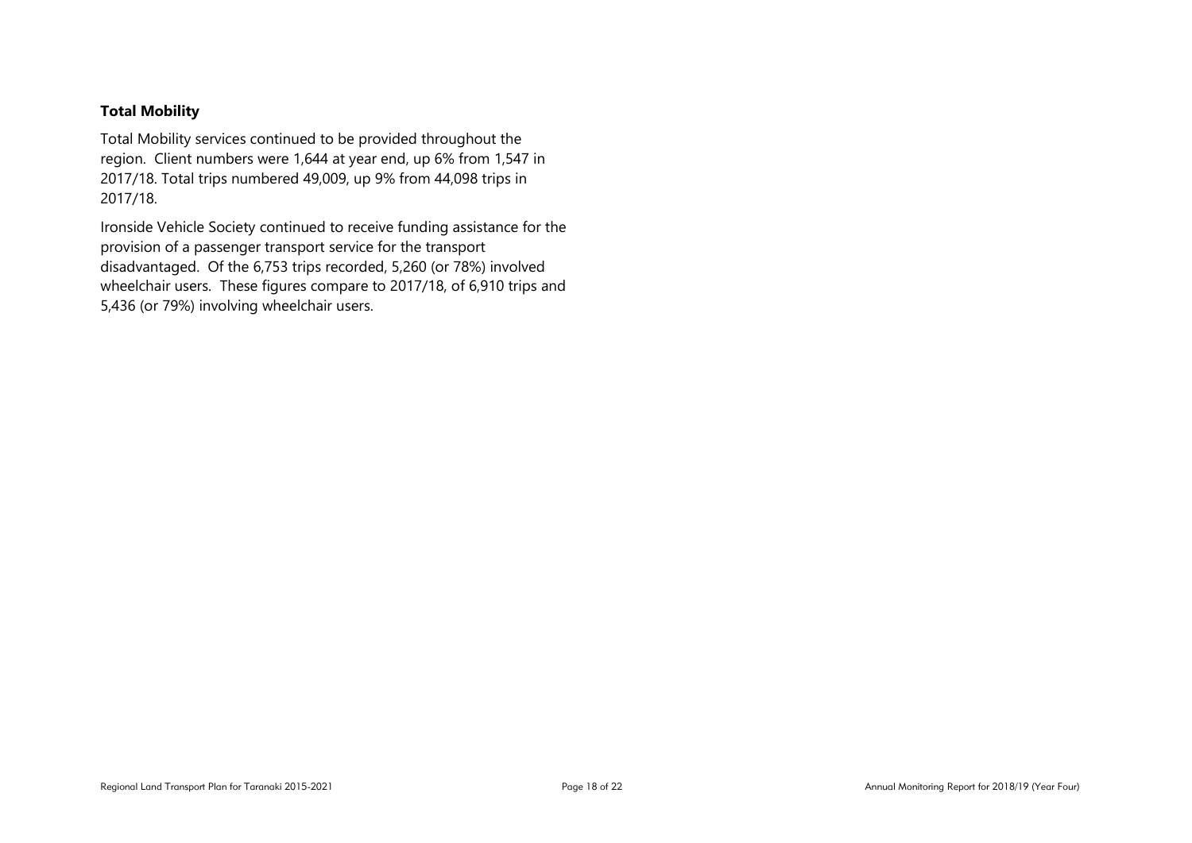### Total Mobility

Total Mobility services continued to be provided throughout the region. Client numbers were 1,644 at year end, up 6% from 1,547 in 2017/18. Total trips numbered 49,009, up 9% from 44,098 trips in 2017/18.

Ironside Vehicle Society continued to receive funding assistance for the provision of a passenger transport service for the transport disadvantaged. Of the 6,753 trips recorded, 5,260 (or 78%) involved wheelchair users. These figures compare to 2017/18, of 6,910 trips and 5,436 (or 79%) involving wheelchair users.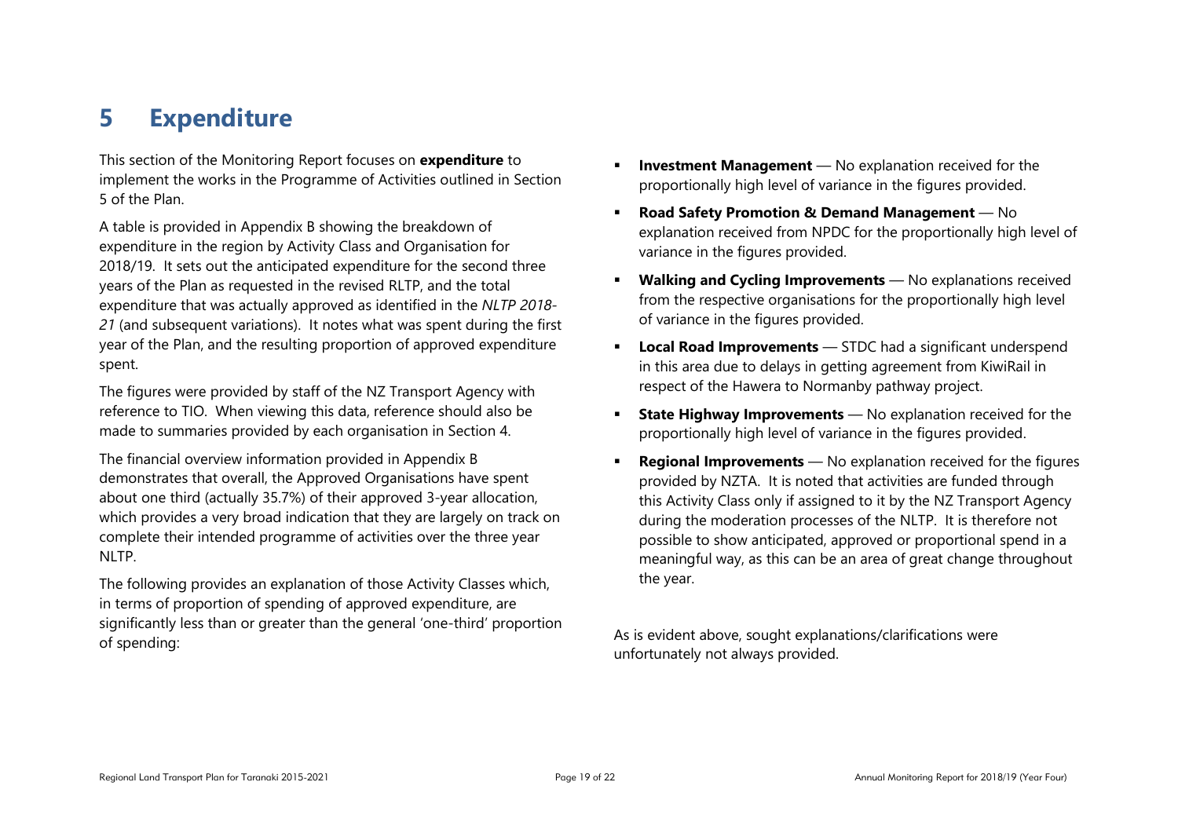# 5 Expenditure

This section of the Monitoring Report focuses on **expenditure** to implement the works in the Programme of Activities outlined in Section 5 of the Plan.

A table is provided in Appendix B showing the breakdown of expenditure in the region by Activity Class and Organisation for 2018/19. It sets out the anticipated expenditure for the second three years of the Plan as requested in the revised RLTP, and the total expenditure that was actually approved as identified in the *NLTP 2018-21* (and subsequent variations). It notes what was spent during the first year of the Plan, and the resulting proportion of approved expenditure spent.

The figures were provided by staff of the NZ Transport Agency with reference to TIO. When viewing this data, reference should also be made to summaries provided by each organisation in Section 4.

The financial overview information provided in Appendix B demonstrates that overall, the Approved Organisations have spent about one third (actually 35.7%) of their approved 3-year allocation, which provides a very broad indication that they are largely on track on complete their intended programme of activities over the three year NLTP.

The following provides an explanation of those Activity Classes which, in terms of proportion of spending of approved expenditure, are significantly less than or greater than the general 'one-third' proportion of spending:

- **Investment Management** — No explanation received for the proportionally high level of variance in the figures provided.
- **Road Safety Promotion & Demand Management** — No explanation received from NPDC for the proportionally high level of variance in the figures provided.
- **Walking and Cycling Improvements** — No explanations received from the respective organisations for the proportionally high level of variance in the figures provided.
- **Local Road Improvements** — STDC had a significant underspend in this area due to delays in getting agreement from KiwiRail in respect of the Hawera to Normanby pathway project.
- **State Highway Improvements** — No explanation received for the proportionally high level of variance in the figures provided.
- **Regional Improvements** — No explanation received for the figures provided by NZTA. It is noted that activities are funded through this Activity Class only if assigned to it by the NZ Transport Agency during the moderation processes of the NLTP. It is therefore not possible to show anticipated, approved or proportional spend in a meaningful way, as this can be an area of great change throughout the year.

As is evident above, sought explanations/clarifications were unfortunately not always provided.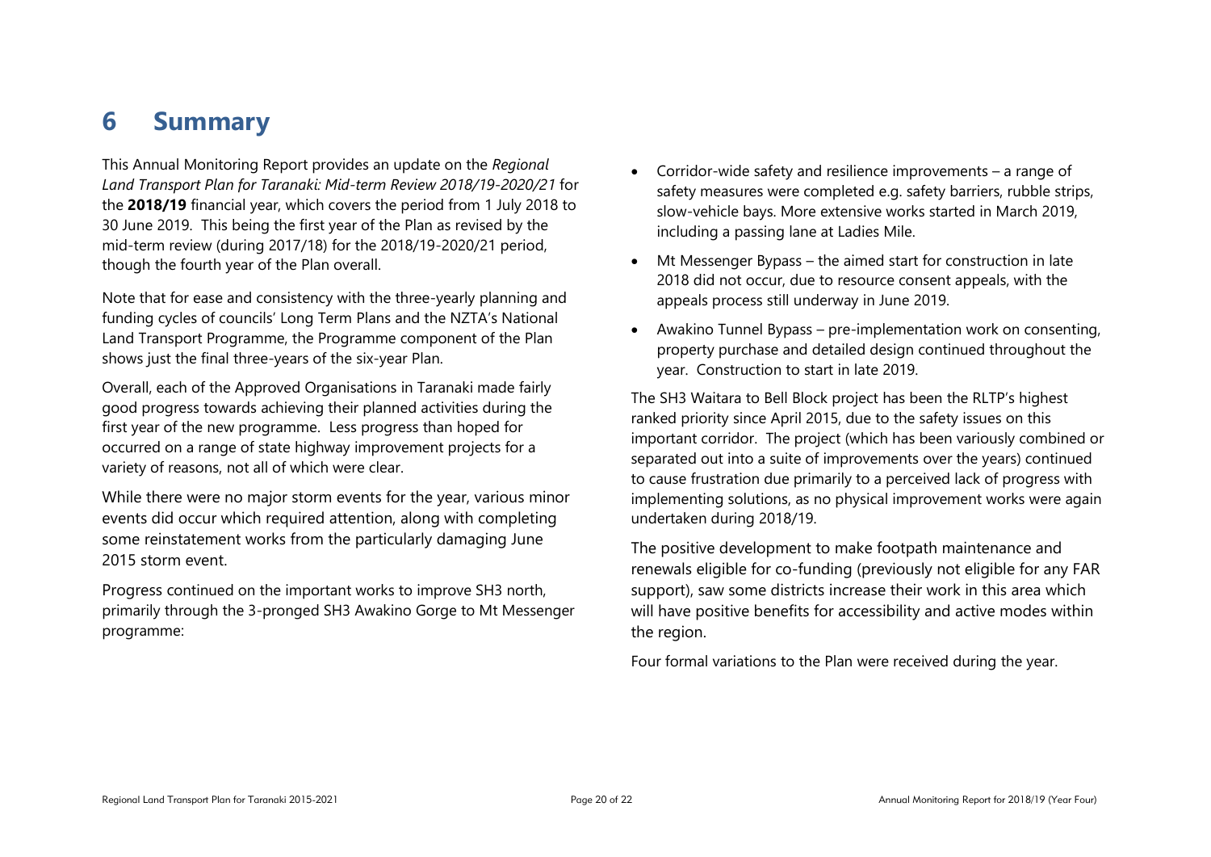# 6 Summary

This Annual Monitoring Report provides an update on the *Regional Land Transport Plan for Taranaki: Mid-term Review 2018/19-2020/21* for the **2018/19** financial year, which covers the period from 1 July 2018 to 30 June 2019. This being the first year of the Plan as revised by the mid-term review (during 2017/18) for the 2018/19-2020/21 period, though the fourth year of the Plan overall.

Note that for ease and consistency with the three-yearly planning and funding cycles of councils' Long Term Plans and the NZTA's National Land Transport Programme, the Programme component of the Plan shows just the final three-years of the six-year Plan.

Overall, each of the Approved Organisations in Taranaki made fairly good progress towards achieving their planned activities during the first year of the new programme. Less progress than hoped for occurred on a range of state highway improvement projects for a variety of reasons, not all of which were clear.

While there were no major storm events for the year, various minor events did occur which required attention, along with completing some reinstatement works from the particularly damaging June 2015 storm event.

Progress continued on the important works to improve SH3 north, primarily through the 3-pronged SH3 Awakino Gorge to Mt Messenger programme:

- Corridor-wide safety and resilience improvements – a range of safety measures were completed e.g. safety barriers, rubble strips, slow-vehicle bays. More extensive works started in March 2019, including a passing lane at Ladies Mile.
- Mt Messenger Bypass – the aimed start for construction in late 2018 did not occur, due to resource consent appeals, with the appeals process still underway in June 2019.
- Awakino Tunnel Bypass – pre-implementation work on consenting, property purchase and detailed design continued throughout the year. Construction to start in late 2019.

The SH3 Waitara to Bell Block project has been the RLTP's highest ranked priority since April 2015, due to the safety issues on this important corridor. The project (which has been variously combined or separated out into a suite of improvements over the years) continued to cause frustration due primarily to a perceived lack of progress with implementing solutions, as no physical improvement works were again undertaken during 2018/19.

The positive development to make footpath maintenance and renewals eligible for co-funding (previously not eligible for any FAR support), saw some districts increase their work in this area which will have positive benefits for accessibility and active modes within the region.

Four formal variations to the Plan were received during the year.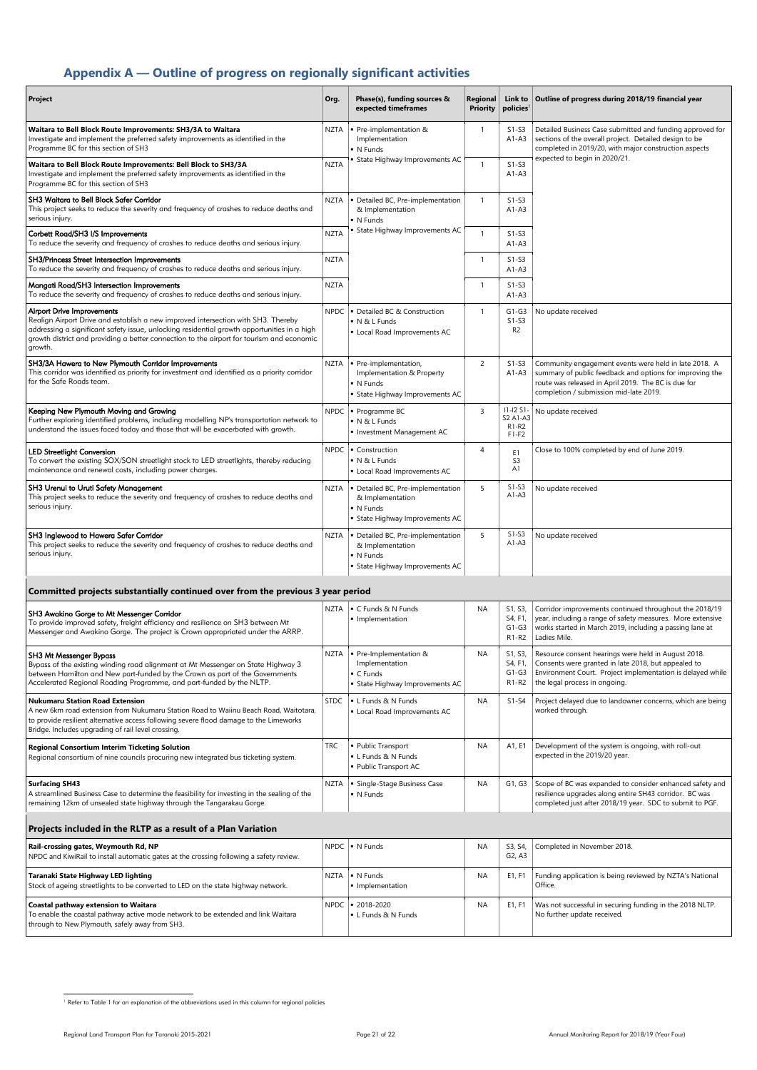## Appendix A — Outline of progress on regionally significant activities

| Project | Org. | Phase(s), funding sources & expected timeframes | Regional Priority | Link to policies[1] | Outline of progress during 2018/19 financial year |
|---|---|---|---|---|---|
| **Waitara to Bell Block Route Improvements: SH3/3A to Waitara** This project seeks to investigate and implement the preferred safety improvements as identified in the Programme BC for this section of SH3 | NZTA | • Pre-implementation & Implementation • N Funds • State Highway Improvements AC | 1 | S1-S3 A1-A3 | Detailed Business Case submitted and funding approved for sections of the overall project. Detailed design to be completed in 2019/20, with major construction aspects expected to begin in 2020/21. |
| **Waitara to Bell Block Route Improvements: Bell Block to SH3/3A** Investigate and implement the preferred safety improvements as identified in the Programme BC for this section of SH3 | NZTA | | 1 | S1-S3 A1-A3 | |
| **SH3 Waitara to Bell Block Safer Corridor** This project seeks to reduce the severity and frequency of crashes to reduce deaths and serious injury. | NZTA | • Detailed BC, Pre-implementation & Implementation • N Funds • State Highway Improvements AC | 1 | S1-S3 A1-A3 | |
| **Corbett Road/SH3 I/S Improvements** To reduce the severity and frequency of crashes to reduce deaths and serious injury. | NZTA | | 1 | S1-S3 A1-A3 | |
| **SH3/Princess Street Intersection Improvements** To reduce the severity and frequency of crashes to reduce deaths and serious injury. | NZTA | | 1 | S1-S3 A1-A3 | |
| **Mangati Road/SH3 Intersection Improvements** To reduce the severity and frequency of crashes to reduce deaths and serious injury. | NZTA | | 1 | S1-S3 A1-A3 | |
| **Airport Drive Improvements** Realign Airport Drive and establish a new improved intersection with SH3. Thereby addressing a significant safety issue, unlocking residential growth opportunities in a high growth district and providing a better connection to the airport for tourism and economic growth. | NPDC | • Detailed BC & Construction • N & L Funds • Local Road Improvements AC | 1 | G1-G3 S1-S3 R2 | No update received |
| **SH3/3A Hawera to New Plymouth Corridor Improvements** This corridor was identified as priority for investment and identified as a priority corridor for the Safe Roads team. | NZTA | • Pre-implementation, Implementation & Property • N Funds • State Highway Improvements AC | 2 | S1-S3 A1-A3 | Community engagement events were held in late 2018. A summary of public feedback and options for improving the route was released in April 2019. The BC is due for completion / submission mid-late 2019. |
| **Keeping New Plymouth Moving and Growing** Further exploring identified problems, including modelling NP's transportation network to understand the issues faced today and those that will be exacerbated with growth. | NPDC | • Programme BC • N & L Funds • Investment Management AC | 3 | I1-I2 S1-S2 A1-A3 R1-R2 F1-F2 | No update received |
| **LED Streetlight Conversion** To convert the existing SOX/SON streetlight stock to LED streetlights, thereby reducing maintenance and renewal costs, including power charges. | NPDC | • Construction • N & L Funds • Local Road Improvements AC | 4 | E1 S3 A1 | Close to 100% completed by end of June 2019. |
| **SH3 Urenui to Uruti Safety Management** This project seeks to reduce the severity and frequency of crashes to reduce deaths and serious injury. | NZTA | • Detailed BC, Pre-implementation & Implementation • N Funds • State Highway Improvements AC | 5 | S1-S3 A1-A3 | No update received |
| **SH3 Inglewood to Hawera Safer Corridor** This project seeks to reduce the severity and frequency of crashes to reduce deaths and serious injury. | NZTA | • Detailed BC, Pre-implementation & Implementation • N Funds • State Highway Improvements AC | 5 | S1-S3 A1-A3 | No update received |
| **Committed projects substantially continued over from the previous 3 year period** | | | | | |
| **SH3 Awakino Gorge to Mt Messenger Corridor** To provide improved safety, freight efficiency and resilience on SH3 between Mt Messenger and Awakino Gorge. The project is Crown appropriated under the ARRP. | NZTA | • C Funds & N Funds • Implementation | NA | S1, S3, S4, F1, G1-G3 R1-R2 | Corridor improvements continued throughout the 2018/19 year, including a range of safety measures. More extensive works started in March 2019, including a passing lane at Ladies Mile. |
| **SH3 Mt Messenger Bypass** Bypass of the existing winding road alignment at Mt Messenger on State Highway 3 between Hamilton and New Plymouth part-funded by the Crown as part of the Governments Accelerated Regional Roading Programme, and part-funded by the NLTP. | NZTA | • Pre-Implementation & Implementation • C Funds • State Highway Improvements AC | NA | S1, S3, S4, F1, G1-G3 R1-R2 | Resource consent hearings were held in August 2018. Consents were granted in late 2018, but appealed to Environment Court. Project implementation is delayed while the legal process in ongoing. |
| **Nukumaru Station Road Extension** A new 6km road extension from Nukumaru Station Road to Waiinu Beach Road, Waitotara, to provide resilient alternative access following severe flood damage to the Limeworks Bridge. Includes upgrading of rail level crossing. | STDC | • L Funds & N Funds • Local Road Improvements AC | NA | S1-S4 | Project delayed due to landowner concerns, which are being worked through. |
| **Regional Consortium Interim Ticketing Solution** Regional consortium of nine councils procuring new integrated bus ticketing system. | TRC | • Public Transport • L Funds & N Funds • Public Transport AC | NA | A1, E1 | Development of the system is ongoing, with roll-out expected in the 2019/20 year. |
| **Surfacing SH43** A streamlined Business Case to determine the feasibility for investing in the sealing of the remaining 12km of unsealed state highway through the Tangarakau Gorge. | NZTA | • Single-Stage Business Case • N Funds | NA | G1, G3 | Scope of BC was expanded to consider enhanced safety and resilience upgrades along entire SH43 corridor. BC was completed just after 2018/19 year. SDC to submit to PGF. |
| **Projects included in the RLTP as a result of a Plan Variation** | | | | | |
| **Rail-crossing gates, Weymouth Rd, NP** NPDC and KiwiRail to install automatic gates at the crossing following a safety review. | NPDC | • N Funds | NA | S3, S4, G2, A3 | Completed in November 2018. |
| **Taranaki State Highway LED lighting** Stock of ageing streetlights to be converted to LED on the state highway network. | NZTA | • N Funds • Implementation | NA | E1, F1 | Funding application is being reviewed by NZTA's National Office. |
| **Coastal pathway extension to Waitara** To enable the coastal pathway active mode network to be extended and link Waitara through to New Plymouth, safely away from SH3. | NPDC | • 2018-2020 • L Funds & N Funds | NA | E1, F1 | Was not successful in securing funding in the 2018 NLTP. No further update received. |

[1] Refer to Table 1 for an explanation of the abbreviations used in this column for regional policies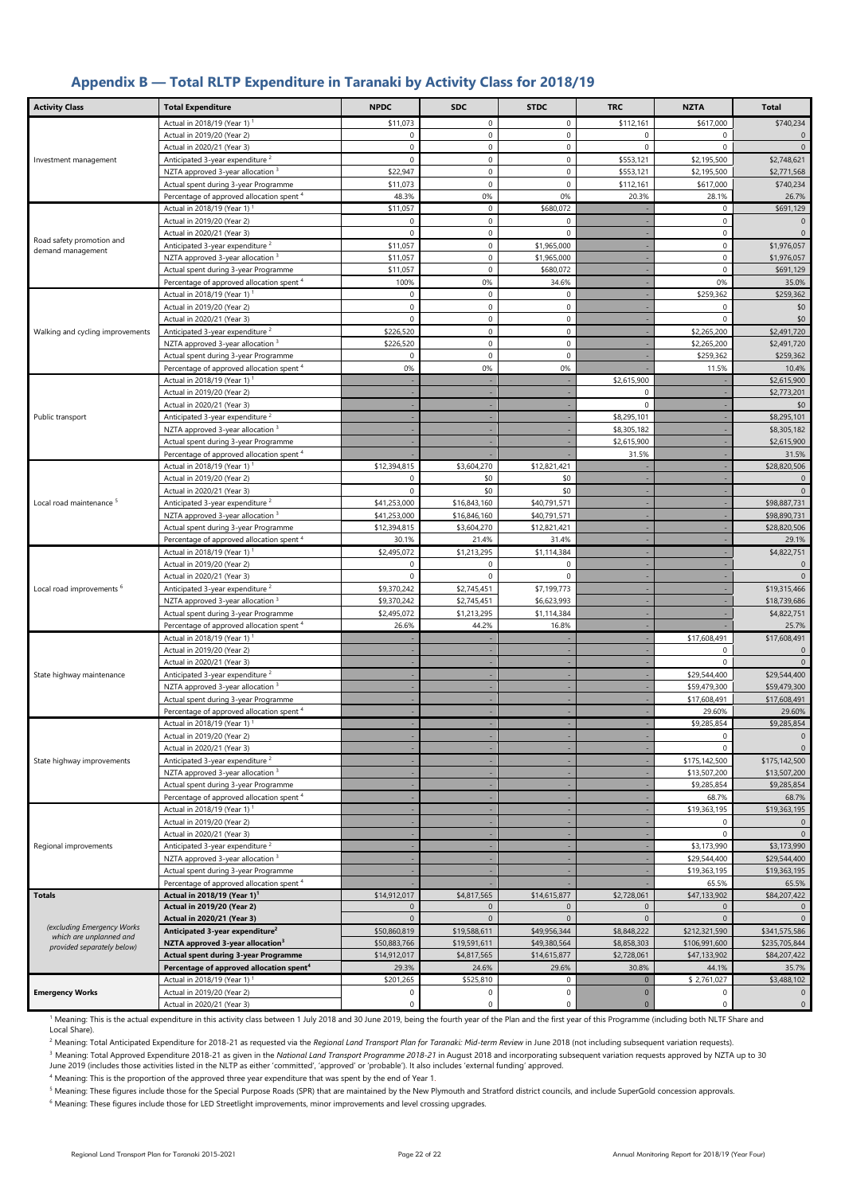## Appendix B — Total RLTP Expenditure in Taranaki by Activity Class for 2018/19

| Activity Class | Total Expenditure | NPDC | SDC | STDC | TRC | NZTA | Total |
|---|---|---|---|---|---|---|---|
| Investment management | Actual in 2018/19 (Year 1) [1] | $11,073 | 0 | 0 | $112,161 | $617,000 | $740,234 |
| | Actual in 2019/20 (Year 2) | 0 | 0 | 0 | 0 | 0 | 0 |
| | Actual in 2020/21 (Year 3) | 0 | 0 | 0 | 0 | 0 | 0 |
| | Anticipated 3-year expenditure [2] | 0 | 0 | 0 | $553,121 | $2,195,500 | $2,748,621 |
| | NZTA approved 3-year allocation [3] | $22,947 | 0 | 0 | $553,121 | $2,195,500 | $2,771,568 |
| | Actual spent during 3-year Programme | $11,073 | 0 | 0 | $112,161 | $617,000 | $740,234 |
| | Percentage of approved allocation spent [4] | 48.3% | 0% | 0% | 20.3% | 28.1% | 26.7% |
| Road safety promotion and demand management | Actual in 2018/19 (Year 1) [1] | $11,057 | 0 | $680,072 | - | 0 | $691,129 |
| | Actual in 2019/20 (Year 2) | 0 | 0 | 0 | - | 0 | 0 |
| | Actual in 2020/21 (Year 3) | 0 | 0 | 0 | - | 0 | 0 |
| | Anticipated 3-year expenditure [2] | $11,057 | 0 | $1,965,000 | - | 0 | $1,976,057 |
| | NZTA approved 3-year allocation [3] | $11,057 | 0 | $1,965,000 | - | 0 | $1,976,057 |
| | Actual spent during 3-year Programme | $11,057 | 0 | $680,072 | - | 0 | $691,129 |
| | Percentage of approved allocation spent [4] | 100% | 0% | 34.6% | - | 0% | 35.0% |
| Walking and cycling improvements | Actual in 2018/19 (Year 1) [1] | 0 | 0 | 0 | - | $259,362 | $259,362 |
| | Actual in 2019/20 (Year 2) | 0 | 0 | 0 | - | 0 | $0 |
| | Actual in 2020/21 (Year 3) | 0 | 0 | 0 | - | 0 | $0 |
| | Anticipated 3-year expenditure [2] | $226,520 | 0 | 0 | - | $2,265,200 | $2,491,720 |
| | NZTA approved 3-year allocation [3] | $226,520 | 0 | 0 | - | $2,265,200 | $2,491,720 |
| | Actual spent during 3-year Programme | 0 | 0 | 0 | - | $259,362 | $259,362 |
| | Percentage of approved allocation spent [4] | 0% | 0% | 0% | - | 11.5% | 10.4% |
| Public transport | Actual in 2018/19 (Year 1) [1] | - | - | - | $2,615,900 | - | $2,615,900 |
| | Actual in 2019/20 (Year 2) | - | - | - | 0 | - | $2,773,201 |
| | Actual in 2020/21 (Year 3) | - | - | - | 0 | - | $0 |
| | Anticipated 3-year expenditure [2] | - | - | - | $8,295,101 | - | $8,295,101 |
| | NZTA approved 3-year allocation [3] | - | - | - | $8,305,182 | - | $8,305,182 |
| | Actual spent during 3-year Programme | - | - | - | $2,615,900 | - | $2,615,900 |
| | Percentage of approved allocation spent [4] | - | - | - | 31.5% | - | 31.5% |
| Local road maintenance [5] | Actual in 2018/19 (Year 1) [1] | $12,394,815 | $3,604,270 | $12,821,421 | - | - | $28,820,506 |
| | Actual in 2019/20 (Year 2) | 0 | $0 | $0 | - | - | 0 |
| | Actual in 2020/21 (Year 3) | 0 | $0 | $0 | - | - | 0 |
| | Anticipated 3-year expenditure [2] | $41,253,000 | $16,843,160 | $40,791,571 | - | - | $98,887,731 |
| | NZTA approved 3-year allocation [3] | $41,253,000 | $16,846,160 | $40,791,571 | - | - | $98,890,731 |
| | Actual spent during 3-year Programme | $12,394,815 | $3,604,270 | $12,821,421 | - | - | $28,820,506 |
| | Percentage of approved allocation spent [4] | 30.1% | 21.4% | 31.4% | - | - | 29.1% |
| Local road improvements [6] | Actual in 2018/19 (Year 1) [1] | $2,495,072 | $1,213,295 | $1,114,384 | - | - | $4,822,751 |
| | Actual in 2019/20 (Year 2) | 0 | 0 | 0 | - | - | 0 |
| | Actual in 2020/21 (Year 3) | 0 | 0 | 0 | - | - | 0 |
| | Anticipated 3-year expenditure [2] | $9,370,242 | $2,745,451 | $7,199,773 | - | - | $19,315,466 |
| | NZTA approved 3-year allocation [3] | $9,370,242 | $2,745,451 | $6,623,993 | - | - | $18,739,686 |
| | Actual spent during 3-year Programme | $2,495,072 | $1,213,295 | $1,114,384 | - | - | $4,822,751 |
| | Percentage of approved allocation spent [4] | 26.6% | 44.2% | 16.8% | - | - | 25.7% |
| State highway maintenance | Actual in 2018/19 (Year 1) [1] | - | - | - | - | $17,608,491 | $17,608,491 |
| | Actual in 2019/20 (Year 2) | - | - | - | - | 0 | 0 |
| | Actual in 2020/21 (Year 3) | - | - | - | - | 0 | 0 |
| | Anticipated 3-year expenditure [2] | - | - | - | - | $29,544,400 | $29,544,400 |
| | NZTA approved 3-year allocation [3] | - | - | - | - | $59,479,300 | $59,479,300 |
| | Actual spent during 3-year Programme | - | - | - | - | $17,608,491 | $17,608,491 |
| | Percentage of approved allocation spent [4] | - | - | - | - | 29.60% | 29.60% |
| State highway improvements | Actual in 2018/19 (Year 1) [1] | - | - | - | - | $9,285,854 | $9,285,854 |
| | Actual in 2019/20 (Year 2) | - | - | - | - | 0 | 0 |
| | Actual in 2020/21 (Year 3) | - | - | - | - | 0 | 0 |
| | Anticipated 3-year expenditure [2] | - | - | - | - | $175,142,500 | $175,142,500 |
| | NZTA approved 3-year allocation [3] | - | - | - | - | $13,507,200 | $13,507,200 |
| | Actual spent during 3-year Programme | - | - | - | - | $9,285,854 | $9,285,854 |
| | Percentage of approved allocation spent [4] | - | - | - | - | 68.7% | 68.7% |
| Regional improvements | Actual in 2018/19 (Year 1) [1] | - | - | - | - | $19,363,195 | $19,363,195 |
| | Actual in 2019/20 (Year 2) | - | - | - | - | 0 | 0 |
| | Actual in 2020/21 (Year 3) | - | - | - | - | 0 | 0 |
| | Anticipated 3-year expenditure [2] | - | - | - | - | $3,173,990 | $3,173,990 |
| | NZTA approved 3-year allocation [3] | - | - | - | - | $29,544,400 | $29,544,400 |
| | Actual spent during 3-year Programme | - | - | - | - | $19,363,195 | $19,363,195 |
| | Percentage of approved allocation spent [4] | - | - | - | - | 65.5% | 65.5% |
| **Totals** | **Actual in 2018/19 (Year 1)[1]** | $14,912,017 | $4,817,565 | $14,615,877 | $2,728,061 | $47,133,902 | $84,207,422 |
| | **Actual in 2019/20 (Year 2)** | 0 | 0 | 0 | 0 | 0 | 0 |
| | **Actual in 2020/21 (Year 3)** | 0 | 0 | 0 | 0 | 0 | 0 |
| *(excluding Emergency Works which are unplanned and provided separately below)* | **Anticipated 3-year expenditure[2]** | $50,860,819 | $19,588,611 | $49,956,344 | $8,848,222 | $212,321,590 | $341,575,586 |
| | **NZTA approved 3-year allocation[3]** | $50,883,766 | $19,591,611 | $49,380,564 | $8,858,303 | $106,991,600 | $235,705,844 |
| | **Actual spent during 3-year Programme** | $14,912,017 | $4,817,565 | $14,615,877 | $2,728,061 | $47,133,902 | $84,207,422 |
| | **Percentage of approved allocation spent[4]** | 29.3% | 24.6% | 29.6% | 30.8% | 44.1% | 35.7% |
| **Emergency Works** | Actual in 2018/19 (Year 1) [1] | $201,265 | $525,810 | 0 | 0 | $ 2,761,027 | $3,488,102 |
| | Actual in 2019/20 (Year 2) | 0 | 0 | 0 | 0 | 0 | 0 |
| | Actual in 2020/21 (Year 3) | 0 | 0 | 0 | 0 | 0 | 0 |

[1] Meaning: This is the actual expenditure in this activity class between 1 July 2018 and 30 June 2019, being the fourth year of the Plan and the first year of this Programme (including both NLTF Share and Local Share).

[2] Meaning: Total Anticipated Expenditure for 2018-21 as requested via the *Regional Land Transport Plan for Taranaki: Mid-term Review* in June 2018 (not including subsequent variation requests).

[3] Meaning: Total Approved Expenditure 2018-21 as given in the *National Land Transport Programme 2018-21* in August 2018 and incorporating subsequent variation requests approved by NZTA up to 30 June 2019 (includes those activities listed in the NLTP as either 'committed', 'approved' or 'probable'). It also includes 'external funding' approved.

[4] Meaning: This is the proportion of the approved three year expenditure that was spent by the end of Year 1.

[5] Meaning: These figures include those for the Special Purpose Roads (SPR) that are maintained by the New Plymouth and Stratford district councils, and include SuperGold concession approvals.

[6] Meaning: These figures include those for LED Streetlight improvements, minor improvements and level crossing upgrades.